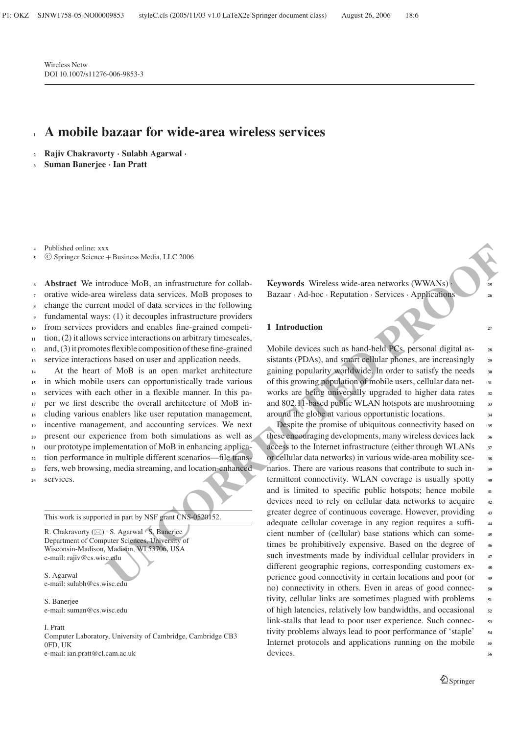Wireless Netw
DOI 10.1007/s11276-006-9853-3

# A mobile bazaar for wide-area wireless services

**Rajiv Chakravorty · Sulabh Agarwal · Suman Banerjee · Ian Pratt**

Published online: xxx
© Springer Science + Business Media, LLC 2006

**Abstract** We introduce MoB, an infrastructure for collaborative wide-area wireless data services. MoB proposes to change the current model of data services in the following fundamental ways: (1) it decouples infrastructure providers from services providers and enables fine-grained competition, (2) it allows service interactions on arbitrary timescales, and, (3) it promotes flexible composition of these fine-grained service interactions based on user and application needs.

At the heart of MoB is an open market architecture in which mobile users can opportunistically trade various services with each other in a flexible manner. In this paper we first describe the overall architecture of MoB including various enablers like user reputation management, incentive management, and accounting services. We next present our experience from both simulations as well as our prototype implementation of MoB in enhancing application performance in multiple different scenarios—file transfers, web browsing, media streaming, and location-enhanced services.

This work is supported in part by NSF grant CNS-0520152.

R. Chakravorty (✉) · S. Agarwal · S. Banerjee
Department of Computer Sciences, University of Wisconsin-Madison, Madison, WI 53706, USA
e-mail: rajiv@cs.wisc.edu

S. Agarwal
e-mail: sulabh@cs.wisc.edu

S. Banerjee
e-mail: suman@cs.wisc.edu

I. Pratt
Computer Laboratory, University of Cambridge, Cambridge CB3 0FD, UK
e-mail: ian.pratt@cl.cam.ac.uk

**Keywords** Wireless wide-area networks (WWANs) · Bazaar · Ad-hoc · Reputation · Services · Applications

## 1 Introduction

Mobile devices such as hand-held PCs, personal digital assistants (PDAs), and smart cellular phones, are increasingly gaining popularity worldwide. In order to satisfy the needs of this growing population of mobile users, cellular data networks are being universally upgraded to higher data rates and 802.11-based public WLAN hotspots are mushrooming around the globe at various opportunistic locations.

Despite the promise of ubiquitous connectivity based on these encouraging developments, many wireless devices lack access to the Internet infrastructure (either through WLANs or cellular data networks) in various wide-area mobility scenarios. There are various reasons that contribute to such intermittent connectivity. WLAN coverage is usually spotty and is limited to specific public hotspots; hence mobile devices need to rely on cellular data networks to acquire greater degree of continuous coverage. However, providing adequate cellular coverage in any region requires a sufficient number of (cellular) base stations which can sometimes be prohibitively expensive. Based on the degree of such investments made by individual cellular providers in different geographic regions, corresponding customers experience good connectivity in certain locations and poor (or no) connectivity in others. Even in areas of good connectivity, cellular links are sometimes plagued with problems of high latencies, relatively low bandwidths, and occasional link-stalls that lead to poor user experience. Such connectivity problems always lead to poor performance of 'staple' Internet protocols and applications running on the mobile devices.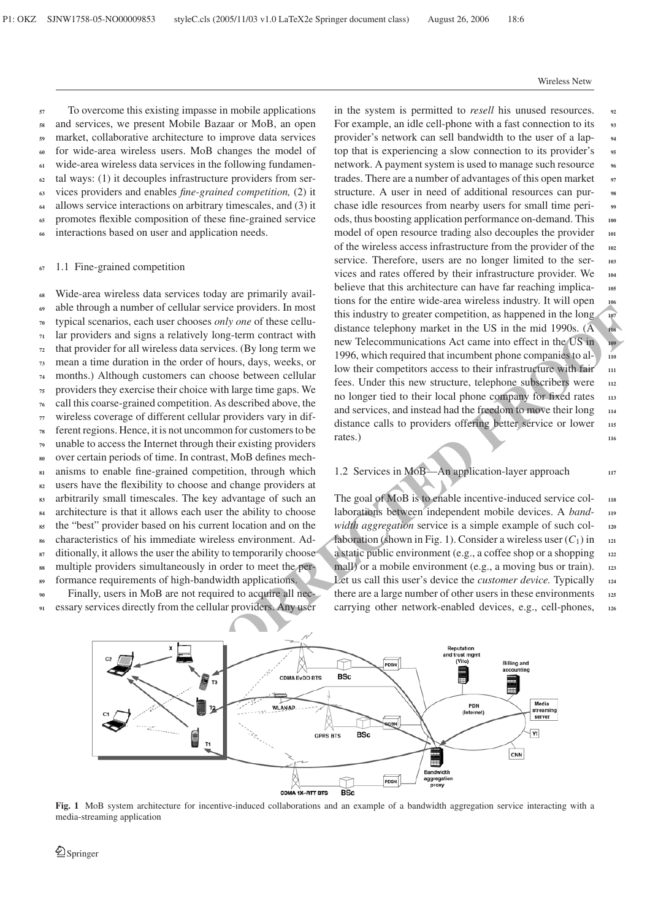To overcome this existing impasse in mobile applications and services, we present Mobile Bazaar or MoB, an open market, collaborative architecture to improve data services for wide-area wireless users. MoB changes the model of wide-area wireless data services in the following fundamental ways: (1) it decouples infrastructure providers from services providers and enables *fine-grained competition,* (2) it allows service interactions on arbitrary timescales, and (3) it promotes flexible composition of these fine-grained service interactions based on user and application needs.

## 1.1 Fine-grained competition

Wide-area wireless data services today are primarily available through a number of cellular service providers. In most typical scenarios, each user chooses *only one* of these cellular providers and signs a relatively long-term contract with that provider for all wireless data services. (By long term we mean a time duration in the order of hours, days, weeks, or months.) Although customers can choose between cellular providers they exercise their choice with large time gaps. We call this coarse-grained competition. As described above, the wireless coverage of different cellular providers vary in different regions. Hence, it is not uncommon for customers to be unable to access the Internet through their existing providers over certain periods of time. In contrast, MoB defines mechanisms to enable fine-grained competition, through which users have the flexibility to choose and change providers at arbitrarily small timescales. The key advantage of such an architecture is that it allows each user the ability to choose the "best" provider based on his current location and on the characteristics of his immediate wireless environment. Additionally, it allows the user the ability to temporarily choose multiple providers simultaneously in order to meet the performance requirements of high-bandwidth applications.

Finally, users in MoB are not required to acquire all necessary services directly from the cellular providers. Any user in the system is permitted to *resell* his unused resources. For example, an idle cell-phone with a fast connection to its provider's network can sell bandwidth to the user of a laptop that is experiencing a slow connection to its provider's network. A payment system is used to manage such resource trades. There are a number of advantages of this open market structure. A user in need of additional resources can purchase idle resources from nearby users for small time periods, thus boosting application performance on-demand. This model of open resource trading also decouples the provider of the wireless access infrastructure from the provider of the service. Therefore, users are no longer limited to the services and rates offered by their infrastructure provider. We believe that this architecture can have far reaching implications for the entire wide-area wireless industry. It will open this industry to greater competition, as happened in the long distance telephony market in the US in the mid 1990s. (A new Telecommunications Act came into effect in the US in 1996, which required that incumbent phone companies to allow their competitors access to their infrastructure with fair fees. Under this new structure, telephone subscribers were no longer tied to their local phone company for fixed rates and services, and instead had the freedom to move their long distance calls to providers offering better service or lower rates.)

## 1.2 Services in MoB—An application-layer approach

The goal of MoB is to enable incentive-induced service collaborations between independent mobile devices. A *bandwidth aggregation* service is a simple example of such collaboration (shown in Fig. 1). Consider a wireless user ($C_1$) in a static public environment (e.g., a coffee shop or a shopping mall) or a mobile environment (e.g., a moving bus or train). Let us call this user's device the *customer device.* Typically there are a large number of other users in these environments carrying other network-enabled devices, e.g., cell-phones,

C2
X
T3
T2
C1
T1
CDMA EvDO BTS
BSc
PDSN
WLAN AP
GPRS BTS
BSc
SGSN
CDMA 1X-RTT BTS
BSc
PDSN
Reputation and trust mgmt (Vito)
Billing and accounting
PDN (Internet)
Media streaming server
Y!
CNN
Bandwidth aggregation proxy

**Fig. 1** MoB system architecture for incentive-induced collaborations and an example of a bandwidth aggregation service interacting with a media-streaming application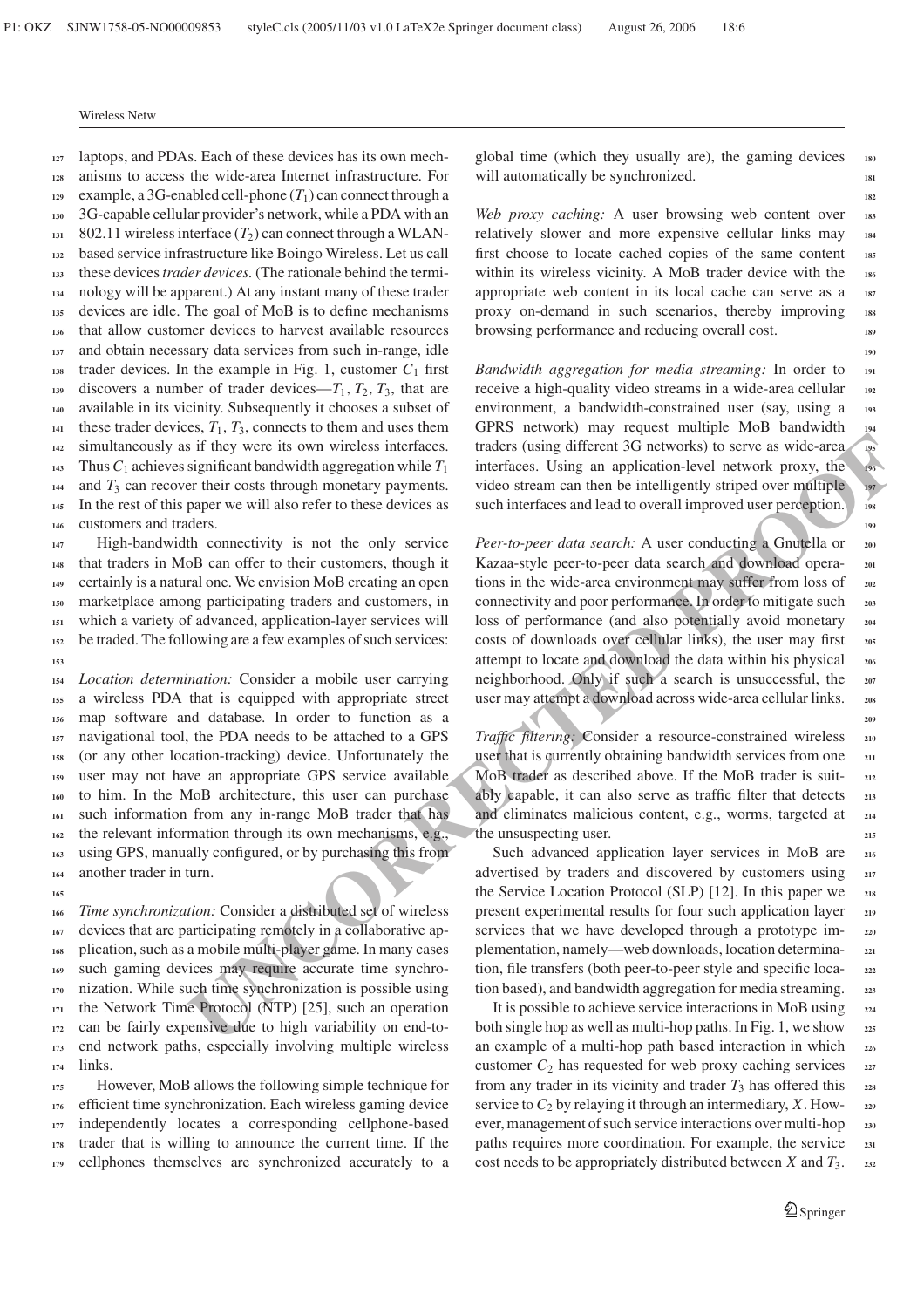laptops, and PDAs. Each of these devices has its own mechanisms to access the wide-area Internet infrastructure. For example, a 3G-enabled cell-phone ($T_1$) can connect through a 3G-capable cellular provider's network, while a PDA with an 802.11 wireless interface ($T_2$) can connect through a WLAN-based service infrastructure like Boingo Wireless. Let us call these devices *trader devices.* (The rationale behind the terminology will be apparent.) At any instant many of these trader devices are idle. The goal of MoB is to define mechanisms that allow customer devices to harvest available resources and obtain necessary data services from such in-range, idle trader devices. In the example in Fig. 1, customer $C_1$ first discovers a number of trader devices—$T_1$, $T_2$, $T_3$, that are available in its vicinity. Subsequently it chooses a subset of these trader devices, $T_1$, $T_3$, connects to them and uses them simultaneously as if they were its own wireless interfaces. Thus $C_1$ achieves significant bandwidth aggregation while $T_1$ and $T_3$ can recover their costs through monetary payments. In the rest of this paper we will also refer to these devices as customers and traders.

High-bandwidth connectivity is not the only service that traders in MoB can offer to their customers, though it certainly is a natural one. We envision MoB creating an open marketplace among participating traders and customers, in which a variety of advanced, application-layer services will be traded. The following are a few examples of such services:

*Location determination:* Consider a mobile user carrying a wireless PDA that is equipped with appropriate street map software and database. In order to function as a navigational tool, the PDA needs to be attached to a GPS (or any other location-tracking) device. Unfortunately the user may not have an appropriate GPS service available to him. In the MoB architecture, this user can purchase such information from any in-range MoB trader that has the relevant information through its own mechanisms, e.g., using GPS, manually configured, or by purchasing this from another trader in turn.

*Time synchronization:* Consider a distributed set of wireless devices that are participating remotely in a collaborative application, such as a mobile multi-player game. In many cases such gaming devices may require accurate time synchronization. While such time synchronization is possible using the Network Time Protocol (NTP) [25], such an operation can be fairly expensive due to high variability on end-to-end network paths, especially involving multiple wireless links.

However, MoB allows the following simple technique for efficient time synchronization. Each wireless gaming device independently locates a corresponding cellphone-based trader that is willing to announce the current time. If the cellphones themselves are synchronized accurately to a global time (which they usually are), the gaming devices will automatically be synchronized.

*Web proxy caching:* A user browsing web content over relatively slower and more expensive cellular links may first choose to locate cached copies of the same content within its wireless vicinity. A MoB trader device with the appropriate web content in its local cache can serve as a proxy on-demand in such scenarios, thereby improving browsing performance and reducing overall cost.

*Bandwidth aggregation for media streaming:* In order to receive a high-quality video streams in a wide-area cellular environment, a bandwidth-constrained user (say, using a GPRS network) may request multiple MoB bandwidth traders (using different 3G networks) to serve as wide-area interfaces. Using an application-level network proxy, the video stream can then be intelligently striped over multiple such interfaces and lead to overall improved user perception.

*Peer-to-peer data search:* A user conducting a Gnutella or Kazaa-style peer-to-peer data search and download operations in the wide-area environment may suffer from loss of connectivity and poor performance. In order to mitigate such loss of performance (and also potentially avoid monetary costs of downloads over cellular links), the user may first attempt to locate and download the data within his physical neighborhood. Only if such a search is unsuccessful, the user may attempt a download across wide-area cellular links.

*Traffic filtering:* Consider a resource-constrained wireless user that is currently obtaining bandwidth services from one MoB trader as described above. If the MoB trader is suitably capable, it can also serve as traffic filter that detects and eliminates malicious content, e.g., worms, targeted at the unsuspecting user.

Such advanced application layer services in MoB are advertised by traders and discovered by customers using the Service Location Protocol (SLP) [12]. In this paper we present experimental results for four such application layer services that we have developed through a prototype implementation, namely—web downloads, location determination, file transfers (both peer-to-peer style and specific location based), and bandwidth aggregation for media streaming.

It is possible to achieve service interactions in MoB using both single hop as well as multi-hop paths. In Fig. 1, we show an example of a multi-hop path based interaction in which customer $C_2$ has requested for web proxy caching services from any trader in its vicinity and trader $T_3$ has offered this service to $C_2$ by relaying it through an intermediary, $X$. However, management of such service interactions over multi-hop paths requires more coordination. For example, the service cost needs to be appropriately distributed between $X$ and $T_3$.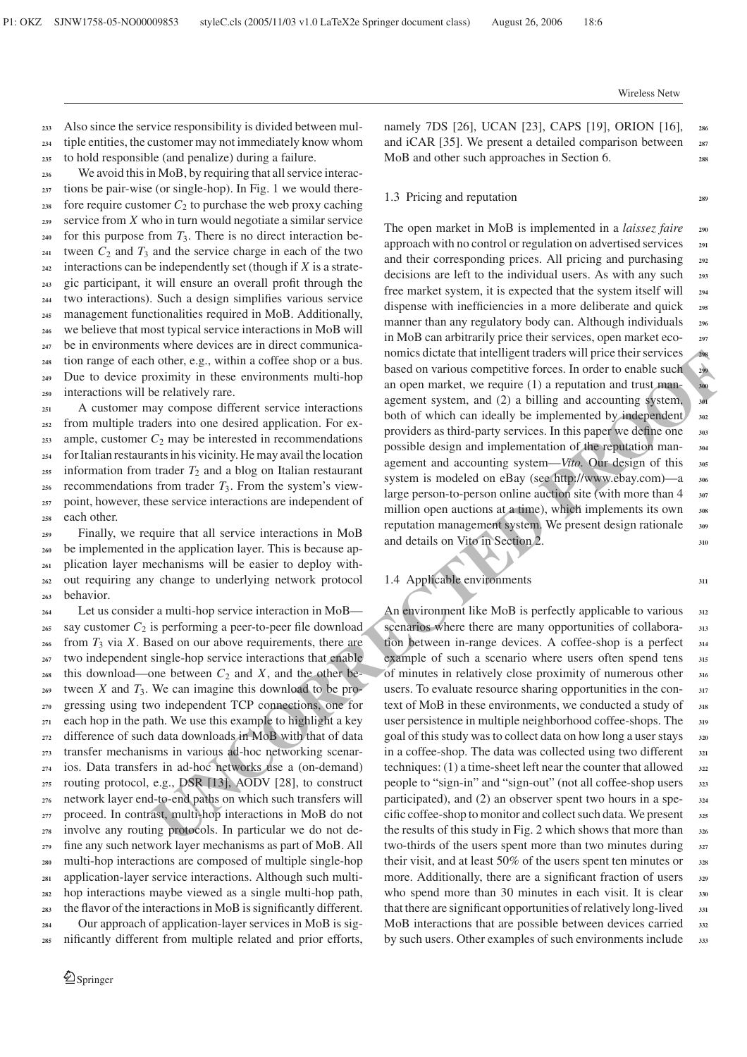Also since the service responsibility is divided between multiple entities, the customer may not immediately know whom to hold responsible (and penalize) during a failure.

We avoid this in MoB, by requiring that all service interactions be pair-wise (or single-hop). In Fig. 1 we would therefore require customer $C_2$ to purchase the web proxy caching service from $X$ who in turn would negotiate a similar service for this purpose from $T_3$. There is no direct interaction between $C_2$ and $T_3$ and the service charge in each of the two interactions can be independently set (though if $X$ is a strategic participant, it will ensure an overall profit through the two interactions). Such a design simplifies various service management functionalities required in MoB. Additionally, we believe that most typical service interactions in MoB will be in environments where devices are in direct communication range of each other, e.g., within a coffee shop or a bus. Due to device proximity in these environments multi-hop interactions will be relatively rare.

A customer may compose different service interactions from multiple traders into one desired application. For example, customer $C_2$ may be interested in recommendations for Italian restaurants in his vicinity. He may avail the location information from trader $T_2$ and a blog on Italian restaurant recommendations from trader $T_3$. From the system's viewpoint, however, these service interactions are independent of each other.

Finally, we require that all service interactions in MoB be implemented in the application layer. This is because application layer mechanisms will be easier to deploy without requiring any change to underlying network protocol behavior.

Let us consider a multi-hop service interaction in MoB—say customer $C_2$ is performing a peer-to-peer file download from $T_3$ via $X$. Based on our above requirements, there are two independent single-hop service interactions that enable this download—one between $C_2$ and $X$, and the other between $X$ and $T_3$. We can imagine this download to be progressing using two independent TCP connections, one for each hop in the path. We use this example to highlight a key difference of such data downloads in MoB with that of data transfer mechanisms in various ad-hoc networking scenarios. Data transfers in ad-hoc networks use a (on-demand) routing protocol, e.g., DSR [13], AODV [28], to construct network layer end-to-end paths on which such transfers will proceed. In contrast, multi-hop interactions in MoB do not involve any routing protocols. In particular we do not define any such network layer mechanisms as part of MoB. All multi-hop interactions are composed of multiple single-hop application-layer service interactions. Although such multi-hop interactions maybe viewed as a single multi-hop path, the flavor of the interactions in MoB is significantly different.

Our approach of application-layer services in MoB is significantly different from multiple related and prior efforts, namely 7DS [26], UCAN [23], CAPS [19], ORION [16], and iCAR [35]. We present a detailed comparison between MoB and other such approaches in Section 6.

### 1.3 Pricing and reputation

The open market in MoB is implemented in a *laissez faire* approach with no control or regulation on advertised services and their corresponding prices. All pricing and purchasing decisions are left to the individual users. As with any such free market system, it is expected that the system itself will dispense with inefficiencies in a more deliberate and quick manner than any regulatory body can. Although individuals in MoB can arbitrarily price their services, open market economics dictate that intelligent traders will price their services based on various competitive forces. In order to enable such an open market, we require (1) a reputation and trust management system, and (2) a billing and accounting system, both of which can ideally be implemented by independent providers as third-party services. In this paper we define one possible design and implementation of the reputation management and accounting system—*Vito*. Our design of this system is modeled on eBay (see http://www.ebay.com)—a large person-to-person online auction site (with more than 4 million open auctions at a time), which implements its own reputation management system. We present design rationale and details on Vito in Section 2.

### 1.4 Applicable environments

An environment like MoB is perfectly applicable to various scenarios where there are many opportunities of collaboration between in-range devices. A coffee-shop is a perfect example of such a scenario where users often spend tens of minutes in relatively close proximity of numerous other users. To evaluate resource sharing opportunities in the context of MoB in these environments, we conducted a study of user persistence in multiple neighborhood coffee-shops. The goal of this study was to collect data on how long a user stays in a coffee-shop. The data was collected using two different techniques: (1) a time-sheet left near the counter that allowed people to "sign-in" and "sign-out" (not all coffee-shop users participated), and (2) an observer spent two hours in a specific coffee-shop to monitor and collect such data. We present the results of this study in Fig. 2 which shows that more than two-thirds of the users spent more than two minutes during their visit, and at least 50% of the users spent ten minutes or more. Additionally, there are a significant fraction of users who spend more than 30 minutes in each visit. It is clear that there are significant opportunities of relatively long-lived MoB interactions that are possible between devices carried by such users. Other examples of such environments include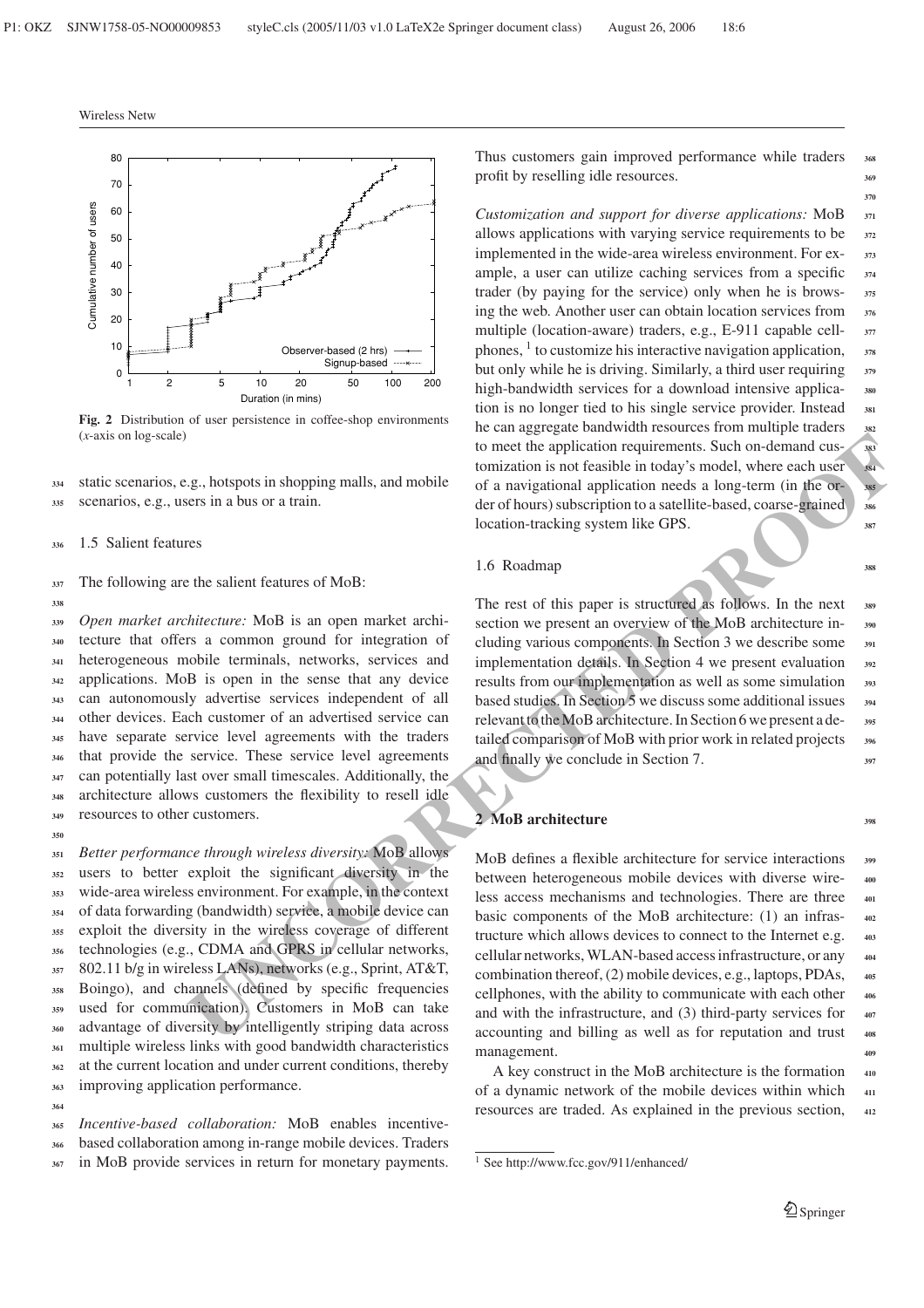Fig. 2 Distribution of user persistence in coffee-shop environments (*x*-axis on log-scale)

static scenarios, e.g., hotspots in shopping malls, and mobile scenarios, e.g., users in a bus or a train.

### 1.5 Salient features

The following are the salient features of MoB:

*Open market architecture:* MoB is an open market architecture that offers a common ground for integration of heterogeneous mobile terminals, networks, services and applications. MoB is open in the sense that any device can autonomously advertise services independent of all other devices. Each customer of an advertised service can have separate service level agreements with the traders that provide the service. These service level agreements can potentially last over small timescales. Additionally, the architecture allows customers the flexibility to resell idle resources to other customers.

*Better performance through wireless diversity:* MoB allows users to better exploit the significant diversity in the wide-area wireless environment. For example, in the context of data forwarding (bandwidth) service, a mobile device can exploit the diversity in the wireless coverage of different technologies (e.g., CDMA and GPRS in cellular networks, 802.11 b/g in wireless LANs), networks (e.g., Sprint, AT&T, Boingo), and channels (defined by specific frequencies used for communication). Customers in MoB can take advantage of diversity by intelligently striping data across multiple wireless links with good bandwidth characteristics at the current location and under current conditions, thereby improving application performance.

*Incentive-based collaboration:* MoB enables incentive-based collaboration among in-range mobile devices. Traders in MoB provide services in return for monetary payments. Thus customers gain improved performance while traders profit by reselling idle resources.

*Customization and support for diverse applications:* MoB allows applications with varying service requirements to be implemented in the wide-area wireless environment. For example, a user can utilize caching services from a specific trader (by paying for the service) only when he is browsing the web. Another user can obtain location services from multiple (location-aware) traders, e.g., E-911 capable cellphones, [1] to customize his interactive navigation application, but only while he is driving. Similarly, a third user requiring high-bandwidth services for a download intensive application is no longer tied to his single service provider. Instead he can aggregate bandwidth resources from multiple traders to meet the application requirements. Such on-demand customization is not feasible in today's model, where each user of a navigational application needs a long-term (in the order of hours) subscription to a satellite-based, coarse-grained location-tracking system like GPS.

### 1.6 Roadmap

The rest of this paper is structured as follows. In the next section we present an overview of the MoB architecture including various components. In Section 3 we describe some implementation details. In Section 4 we present evaluation results from our implementation as well as some simulation based studies. In Section 5 we discuss some additional issues relevant to the MoB architecture. In Section 6 we present a detailed comparison of MoB with prior work in related projects and finally we conclude in Section 7.

## 2 MoB architecture

MoB defines a flexible architecture for service interactions between heterogeneous mobile devices with diverse wireless access mechanisms and technologies. There are three basic components of the MoB architecture: (1) an infrastructure which allows devices to connect to the Internet e.g. cellular networks, WLAN-based access infrastructure, or any combination thereof, (2) mobile devices, e.g., laptops, PDAs, cellphones, with the ability to communicate with each other and with the infrastructure, and (3) third-party services for accounting and billing as well as for reputation and trust management.

A key construct in the MoB architecture is the formation of a dynamic network of the mobile devices within which resources are traded. As explained in the previous section,

[1] See http://www.fcc.gov/911/enhanced/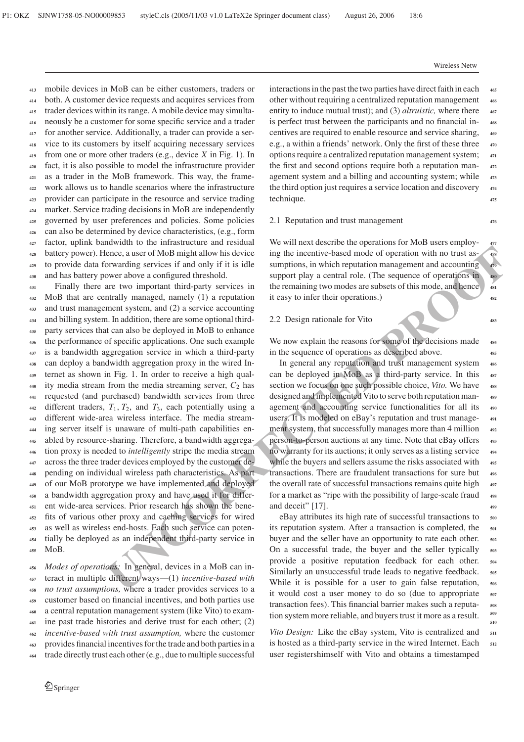mobile devices in MoB can be either customers, traders or both. A customer device requests and acquires services from trader devices within its range. A mobile device may simultaneously be a customer for some specific service and a trader for another service. Additionally, a trader can provide a service to its customers by itself acquiring necessary services from one or more other traders (e.g., device $X$ in Fig. 1). In fact, it is also possible to model the infrastructure provider as a trader in the MoB framework. This way, the framework allows us to handle scenarios where the infrastructure provider can participate in the resource and service trading market. Service trading decisions in MoB are independently governed by user preferences and policies. Some policies can also be determined by device characteristics, (e.g., form factor, uplink bandwidth to the infrastructure and residual battery power). Hence, a user of MoB might allow his device to provide data forwarding services if and only if it is idle and has battery power above a configured threshold.

Finally there are two important third-party services in MoB that are centrally managed, namely (1) a reputation and trust management system, and (2) a service accounting and billing system. In addition, there are some optional third-party services that can also be deployed in MoB to enhance the performance of specific applications. One such example is a bandwidth aggregation service in which a third-party can deploy a bandwidth aggregation proxy in the wired Internet as shown in Fig. 1. In order to receive a high quality media stream from the media streaming server, $C_2$ has requested (and purchased) bandwidth services from three different traders, $T_1, T_2$, and $T_3$, each potentially using a different wide-area wireless interface. The media streaming server itself is unaware of multi-path capabilities enabled by resource-sharing. Therefore, a bandwidth aggregation proxy is needed to *intelligently* stripe the media stream across the three trader devices employed by the customer depending on individual wireless path characteristics. As part of our MoB prototype we have implemented and deployed a bandwidth aggregation proxy and have used it for different wide-area services. Prior research has shown the benefits of various other proxy and caching services for wired as well as wireless end-hosts. Each such service can potentially be deployed as an independent third-party service in MoB.

*Modes of operations:* In general, devices in a MoB can interact in multiple different ways—(1) *incentive-based with no trust assumptions,* where a trader provides services to a customer based on financial incentives, and both parties use a central reputation management system (like Vito) to examine past trade histories and derive trust for each other; (2) *incentive-based with trust assumption,* where the customer provides financial incentives for the trade and both parties in a trade directly trust each other (e.g., due to multiple successful interactions in the past the two parties have direct faith in each other without requiring a centralized reputation management entity to induce mutual trust); and (3) *altruistic,* where there is perfect trust between the participants and no financial incentives are required to enable resource and service sharing, e.g., a within a friends' network. Only the first of these three options require a centralized reputation management system; the first and second options require both a reputation management system and a billing and accounting system; while the third option just requires a service location and discovery technique.

### 2.1 Reputation and trust management

We will next describe the operations for MoB users employing the incentive-based mode of operation with no trust assumptions, in which reputation management and accounting support play a central role. (The sequence of operations in the remaining two modes are subsets of this mode, and hence it easy to infer their operations.)

### 2.2 Design rationale for Vito

We now explain the reasons for some of the decisions made in the sequence of operations as described above.

In general any reputation and trust management system can be deployed in MoB as a third-party service. In this section we focus on one such possible choice, *Vito.* We have designed and implemented Vito to serve both reputation management and accounting service functionalities for all its users. It is modeled on eBay's reputation and trust management system, that successfully manages more than 4 million person-to-person auctions at any time. Note that eBay offers no warranty for its auctions; it only serves as a listing service while the buyers and sellers assume the risks associated with transactions. There are fraudulent transactions for sure but the overall rate of successful transactions remains quite high for a market as "ripe with the possibility of large-scale fraud and deceit" [17].

eBay attributes its high rate of successful transactions to its reputation system. After a transaction is completed, the buyer and the seller have an opportunity to rate each other. On a successful trade, the buyer and the seller typically provide a positive reputation feedback for each other. Similarly an unsuccessful trade leads to negative feedback. While it is possible for a user to gain false reputation, it would cost a user money to do so (due to appropriate transaction fees). This financial barrier makes such a reputation system more reliable, and buyers trust it more as a result.

*Vito Design:* Like the eBay system, Vito is centralized and is hosted as a third-party service in the wired Internet. Each user registershimself with Vito and obtains a timestamped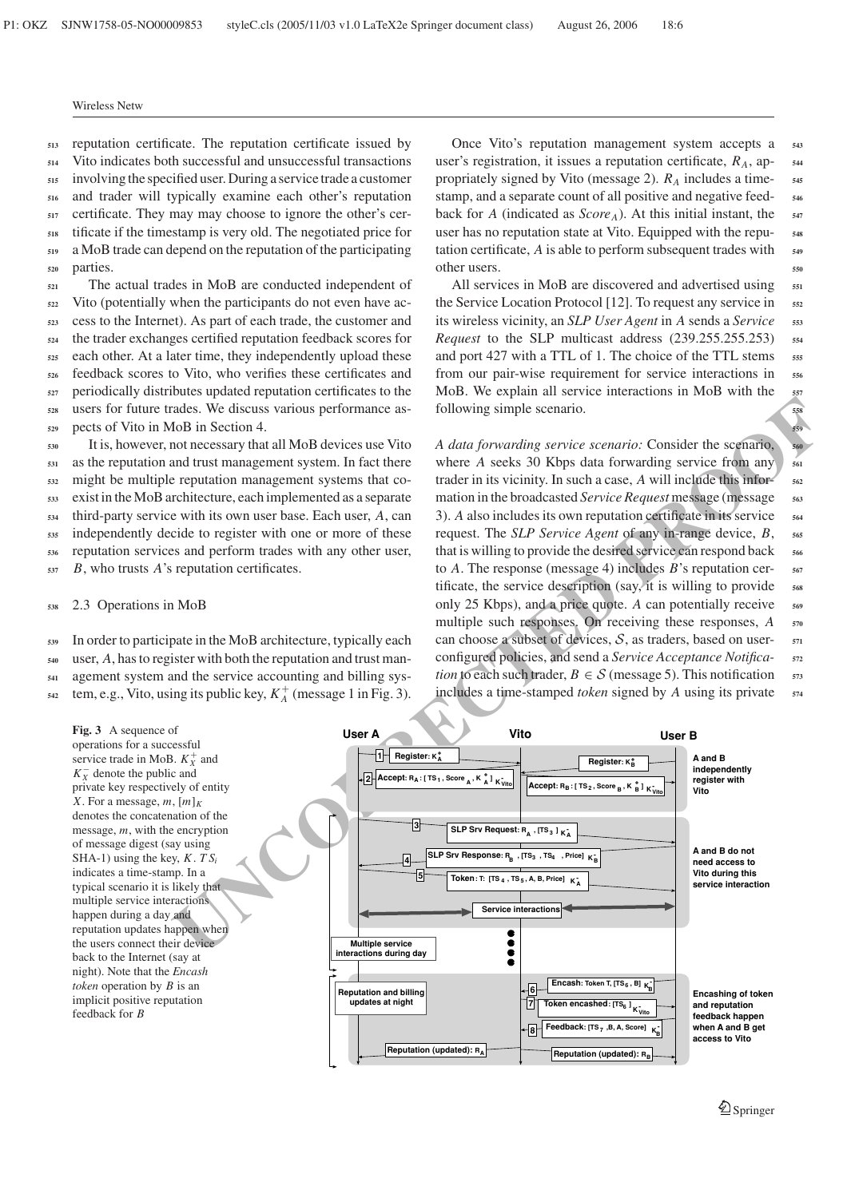reputation certificate. The reputation certificate issued by Vito indicates both successful and unsuccessful transactions involving the specified user. During a service trade a customer and trader will typically examine each other's reputation certificate. They may may choose to ignore the other's certificate if the timestamp is very old. The negotiated price for a MoB trade can depend on the reputation of the participating parties.

The actual trades in MoB are conducted independent of Vito (potentially when the participants do not even have access to the Internet). As part of each trade, the customer and the trader exchanges certified reputation feedback scores for each other. At a later time, they independently upload these feedback scores to Vito, who verifies these certificates and periodically distributes updated reputation certificates to the users for future trades. We discuss various performance aspects of Vito in MoB in Section 4.

It is, however, not necessary that all MoB devices use Vito as the reputation and trust management system. In fact there might be multiple reputation management systems that coexist in the MoB architecture, each implemented as a separate third-party service with its own user base. Each user, $A$, can independently decide to register with one or more of these reputation services and perform trades with any other user, $B$, who trusts $A$'s reputation certificates.

### 2.3 Operations in MoB

In order to participate in the MoB architecture, typically each user, $A$, has to register with both the reputation and trust management system and the service accounting and billing system, e.g., Vito, using its public key, $K_A^+$ (message 1 in Fig. 3).

Once Vito's reputation management system accepts a user's registration, it issues a reputation certificate, $R_A$, appropriately signed by Vito (message 2). $R_A$ includes a timestamp, and a separate count of all positive and negative feedback for $A$ (indicated as $Score_A$). At this initial instant, the user has no reputation state at Vito. Equipped with the reputation certificate, $A$ is able to perform subsequent trades with other users.

All services in MoB are discovered and advertised using the Service Location Protocol [12]. To request any service in its wireless vicinity, an *SLP User Agent* in $A$ sends a *Service Request* to the SLP multicast address (239.255.255.253) and port 427 with a TTL of 1. The choice of the TTL stems from our pair-wise requirement for service interactions in MoB. We explain all service interactions in MoB with the following simple scenario.

*A data forwarding service scenario:* Consider the scenario, where $A$ seeks 30 Kbps data forwarding service from any trader in its vicinity. In such a case, $A$ will include this information in the broadcasted *Service Request* message (message 3). $A$ also includes its own reputation certificate in its service request. The *SLP Service Agent* of any in-range device, $B$, that is willing to provide the desired service can respond back to $A$. The response (message 4) includes $B$'s reputation certificate, the service description (say, it is willing to provide only 25 Kbps), and a price quote. $A$ can potentially receive multiple such responses. On receiving these responses, $A$ can choose a subset of devices, $\mathcal{S}$, as traders, based on user-configured policies, and send a *Service Acceptance Notification* to each such trader, $B \in \mathcal{S}$ (message 5). This notification includes a time-stamped *token* signed by $A$ using its private

**Fig. 3** A sequence of operations for a successful service trade in MoB. $K_X^+$ and $K_X^-$ denote the public and private key respectively of entity $X$. For a message, $m$, $[m]_K$ denotes the concatenation of the message, $m$, with the encryption of message digest (say using SHA-1) using the key, $K$. $TS_i$ indicates a time-stamp. In a typical scenario it is likely that multiple service interactions happen during a day and reputation updates happen when the users connect their device back to the Internet (say at night). Note that the *Encash token* operation by $B$ is an implicit positive reputation feedback for $B$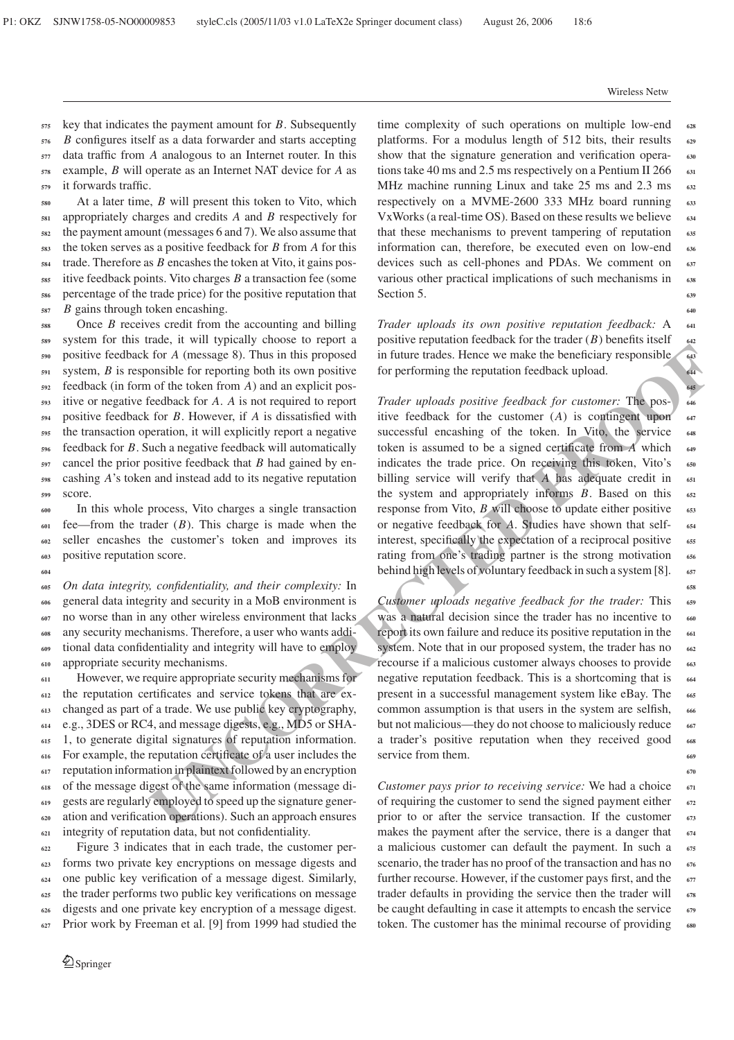key that indicates the payment amount for $B$. Subsequently $B$ configures itself as a data forwarder and starts accepting data traffic from $A$ analogous to an Internet router. In this example, $B$ will operate as an Internet NAT device for $A$ as it forwards traffic.

At a later time, $B$ will present this token to Vito, which appropriately charges and credits $A$ and $B$ respectively for the payment amount (messages 6 and 7). We also assume that the token serves as a positive feedback for $B$ from $A$ for this trade. Therefore as $B$ encashes the token at Vito, it gains positive feedback points. Vito charges $B$ a transaction fee (some percentage of the trade price) for the positive reputation that $B$ gains through token encashing.

Once $B$ receives credit from the accounting and billing system for this trade, it will typically choose to report a positive feedback for $A$ (message 8). Thus in this proposed system, $B$ is responsible for reporting both its own positive feedback (in form of the token from $A$) and an explicit positive or negative feedback for $A$. $A$ is not required to report positive feedback for $B$. However, if $A$ is dissatisfied with the transaction operation, it will explicitly report a negative feedback for $B$. Such a negative feedback will automatically cancel the prior positive feedback that $B$ had gained by encashing $A$'s token and instead add to its negative reputation score.

In this whole process, Vito charges a single transaction fee—from the trader ($B$). This charge is made when the seller encashes the customer's token and improves its positive reputation score.

*On data integrity, confidentiality, and their complexity:* In general data integrity and security in a MoB environment is no worse than in any other wireless environment that lacks any security mechanisms. Therefore, a user who wants additional data confidentiality and integrity will have to employ appropriate security mechanisms.

However, we require appropriate security mechanisms for the reputation certificates and service tokens that are exchanged as part of a trade. We use public key cryptography, e.g., 3DES or RC4, and message digests, e.g., MD5 or SHA-1, to generate digital signatures of reputation information. For example, the reputation certificate of a user includes the reputation information in plaintext followed by an encryption of the message digest of the same information (message digests are regularly employed to speed up the signature generation and verification operations). Such an approach ensures integrity of reputation data, but not confidentiality.

Figure 3 indicates that in each trade, the customer performs two private key encryptions on message digests and one public key verification of a message digest. Similarly, the trader performs two public key verifications on message digests and one private key encryption of a message digest. Prior work by Freeman et al. [9] from 1999 had studied the time complexity of such operations on multiple low-end platforms. For a modulus length of 512 bits, their results show that the signature generation and verification operations take 40 ms and 2.5 ms respectively on a Pentium II 266 MHz machine running Linux and take 25 ms and 2.3 ms respectively on a MVME-2600 333 MHz board running VxWorks (a real-time OS). Based on these results we believe that these mechanisms to prevent tampering of reputation information can, therefore, be executed even on low-end devices such as cell-phones and PDAs. We comment on various other practical implications of such mechanisms in Section 5.

*Trader uploads its own positive reputation feedback:* A positive reputation feedback for the trader ($B$) benefits itself in future trades. Hence we make the beneficiary responsible for performing the reputation feedback upload.

*Trader uploads positive feedback for customer:* The positive feedback for the customer ($A$) is contingent upon successful encashing of the token. In Vito, the service token is assumed to be a signed certificate from $A$ which indicates the trade price. On receiving this token, Vito's billing service will verify that $A$ has adequate credit in the system and appropriately informs $B$. Based on this response from Vito, $B$ will choose to update either positive or negative feedback for $A$. Studies have shown that self-interest, specifically the expectation of a reciprocal positive rating from one's trading partner is the strong motivation behind high levels of voluntary feedback in such a system [8].

*Customer uploads negative feedback for the trader:* This was a natural decision since the trader has no incentive to report its own failure and reduce its positive reputation in the system. Note that in our proposed system, the trader has no recourse if a malicious customer always chooses to provide negative reputation feedback. This is a shortcoming that is present in a successful management system like eBay. The common assumption is that users in the system are selfish, but not malicious—they do not choose to maliciously reduce a trader's positive reputation when they received good service from them.

*Customer pays prior to receiving service:* We had a choice of requiring the customer to send the signed payment either prior to or after the service transaction. If the customer makes the payment after the service, there is a danger that a malicious customer can default the payment. In such a scenario, the trader has no proof of the transaction and has no further recourse. However, if the customer pays first, and the trader defaults in providing the service then the trader will be caught defaulting in case it attempts to encash the service token. The customer has the minimal recourse of providing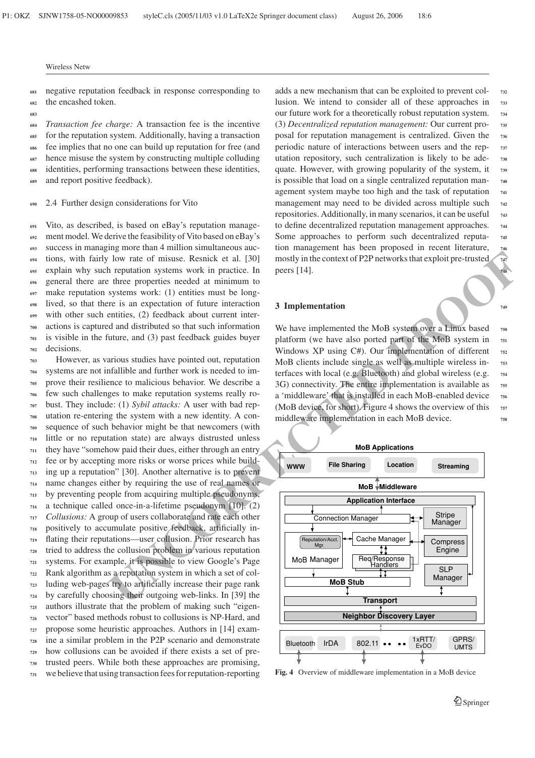negative reputation feedback in response corresponding to the encashed token.

*Transaction fee charge:* A transaction fee is the incentive for the reputation system. Additionally, having a transaction fee implies that no one can build up reputation for free (and hence misuse the system by constructing multiple colluding identities, performing transactions between these identities, and report positive feedback).

### 2.4 Further design considerations for Vito

Vito, as described, is based on eBay's reputation management model. We derive the feasibility of Vito based on eBay's success in managing more than 4 million simultaneous auctions, with fairly low rate of misuse. Resnick et al. [30] explain why such reputation systems work in practice. In general there are three properties needed at minimum to make reputation systems work: (1) entities must be long-lived, so that there is an expectation of future interaction with other such entities, (2) feedback about current interactions is captured and distributed so that such information is visible in the future, and (3) past feedback guides buyer decisions.

However, as various studies have pointed out, reputation systems are not infallible and further work is needed to improve their resilience to malicious behavior. We describe a few such challenges to make reputation systems really robust. They include: (1) *Sybil attacks:* A user with bad reputation re-entering the system with a new identity. A consequence of such behavior might be that newcomers (with little or no reputation state) are always distrusted unless they have "somehow paid their dues, either through an entry fee or by accepting more risks or worse prices while building up a reputation" [30]. Another alternative is to prevent name changes either by requiring the use of real names or by preventing people from acquiring multiple pseudonyms, a technique called once-in-a-lifetime pseudonym [10]. (2) *Collusions:* A group of users collaborate and rate each other positively to accumulate positive feedback, artificially inflating their reputations—user collusion. Prior research has tried to address the collusion problem in various reputation systems. For example, it is possible to view Google's Page Rank algorithm as a reputation system in which a set of colluding web-pages try to artificially increase their page rank by carefully choosing their outgoing web-links. In [39] the authors illustrate that the problem of making such "eigenvector" based methods robust to collusions is NP-Hard, and propose some heuristic approaches. Authors in [14] examine a similar problem in the P2P scenario and demonstrate how collusions can be avoided if there exists a set of pre-trusted peers. While both these approaches are promising, we believe that using transaction fees for reputation-reporting adds a new mechanism that can be exploited to prevent collusion. We intend to consider all of these approaches in our future work for a theoretically robust reputation system. (3) *Decentralized reputation management:* Our current proposal for reputation management is centralized. Given the periodic nature of interactions between users and the reputation repository, such centralization is likely to be adequate. However, with growing popularity of the system, it is possible that load on a single centralized reputation management system maybe too high and the task of reputation management may need to be divided across multiple such repositories. Additionally, in many scenarios, it can be useful to define decentralized reputation management approaches. Some approaches to perform such decentralized reputation management has been proposed in recent literature, mostly in the context of P2P networks that exploit pre-trusted peers [14].

## 3 Implementation

We have implemented the MoB system over a Linux based platform (we have also ported part of the MoB system in Windows XP using C#). Our implementation of different MoB clients include single as well as multiple wireless interfaces with local (e.g. Bluetooth) and global wireless (e.g. 3G) connectivity. The entire implementation is available as a 'middleware' that is installed in each MoB-enabled device (MoB device, for short). Figure 4 shows the overview of this middleware implementation in each MoB device.

**Fig. 4** Overview of middleware implementation in a MoB device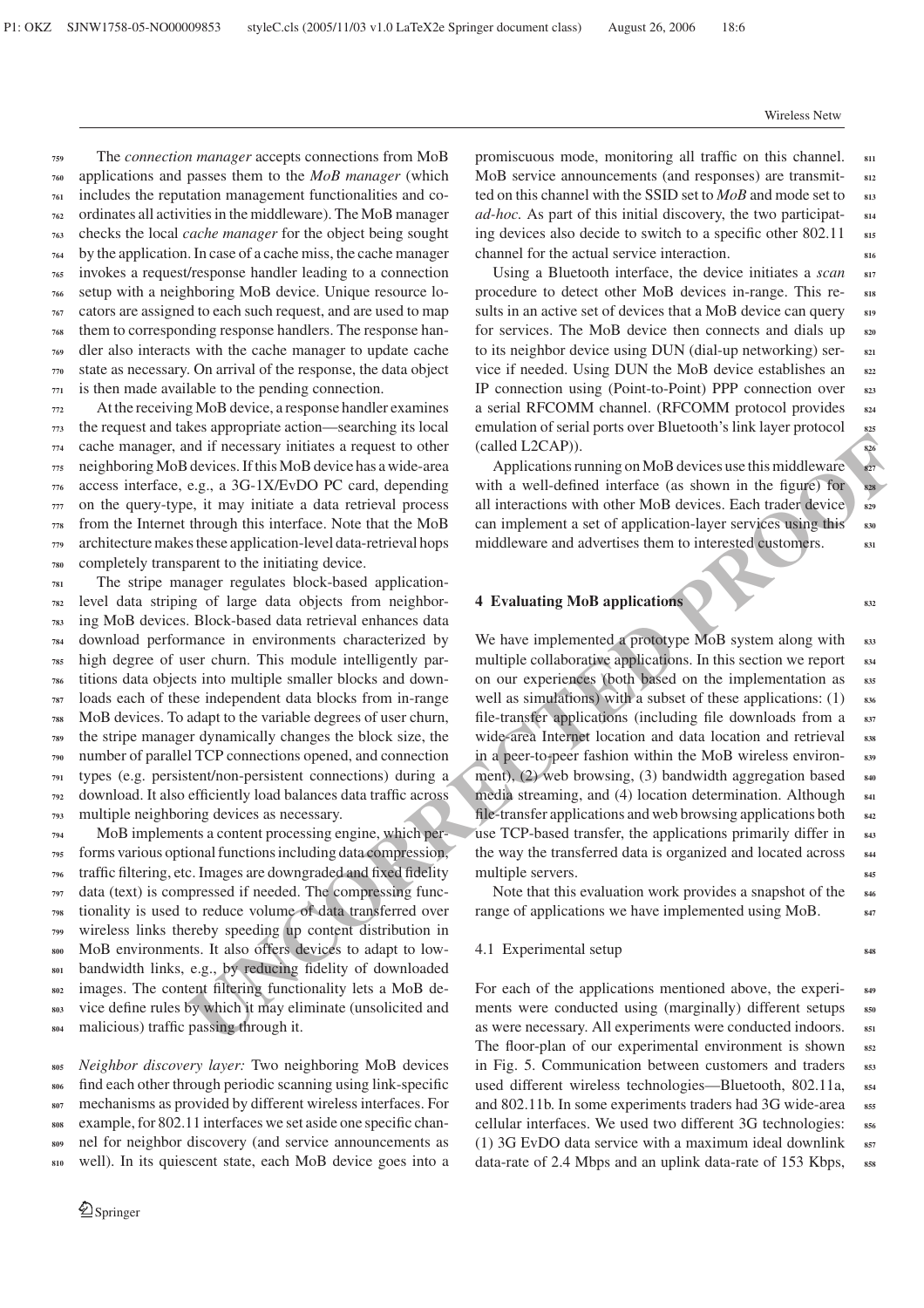The *connection manager* accepts connections from MoB applications and passes them to the *MoB manager* (which includes the reputation management functionalities and coordinates all activities in the middleware). The MoB manager checks the local *cache manager* for the object being sought by the application. In case of a cache miss, the cache manager invokes a request/response handler leading to a connection setup with a neighboring MoB device. Unique resource locators are assigned to each such request, and are used to map them to corresponding response handlers. The response handler also interacts with the cache manager to update cache state as necessary. On arrival of the response, the data object is then made available to the pending connection.

At the receiving MoB device, a response handler examines the request and takes appropriate action—searching its local cache manager, and if necessary initiates a request to other neighboring MoB devices. If this MoB device has a wide-area access interface, e.g., a 3G-1X/EvDO PC card, depending on the query-type, it may initiate a data retrieval process from the Internet through this interface. Note that the MoB architecture makes these application-level data-retrieval hops completely transparent to the initiating device.

The stripe manager regulates block-based application-level data striping of large data objects from neighboring MoB devices. Block-based data retrieval enhances data download performance in environments characterized by high degree of user churn. This module intelligently partitions data objects into multiple smaller blocks and downloads each of these independent data blocks from in-range MoB devices. To adapt to the variable degrees of user churn, the stripe manager dynamically changes the block size, the number of parallel TCP connections opened, and connection types (e.g. persistent/non-persistent connections) during a download. It also efficiently load balances data traffic across multiple neighboring devices as necessary.

MoB implements a content processing engine, which performs various optional functions including data compression, traffic filtering, etc. Images are downgraded and fixed fidelity data (text) is compressed if needed. The compressing functionality is used to reduce volume of data transferred over wireless links thereby speeding up content distribution in MoB environments. It also offers devices to adapt to low-bandwidth links, e.g., by reducing fidelity of downloaded images. The content filtering functionality lets a MoB device define rules by which it may eliminate (unsolicited and malicious) traffic passing through it.

*Neighbor discovery layer:* Two neighboring MoB devices find each other through periodic scanning using link-specific mechanisms as provided by different wireless interfaces. For example, for 802.11 interfaces we set aside one specific channel for neighbor discovery (and service announcements as well). In its quiescent state, each MoB device goes into a promiscuous mode, monitoring all traffic on this channel. MoB service announcements (and responses) are transmitted on this channel with the SSID set to *MoB* and mode set to *ad-hoc*. As part of this initial discovery, the two participating devices also decide to switch to a specific other 802.11 channel for the actual service interaction.

Using a Bluetooth interface, the device initiates a *scan* procedure to detect other MoB devices in-range. This results in an active set of devices that a MoB device can query for services. The MoB device then connects and dials up to its neighbor device using DUN (dial-up networking) service if needed. Using DUN the MoB device establishes an IP connection using (Point-to-Point) PPP connection over a serial RFCOMM channel. (RFCOMM protocol provides emulation of serial ports over Bluetooth's link layer protocol (called L2CAP)).

Applications running on MoB devices use this middleware with a well-defined interface (as shown in the figure) for all interactions with other MoB devices. Each trader device can implement a set of application-layer services using this middleware and advertises them to interested customers.

## 4 Evaluating MoB applications

We have implemented a prototype MoB system along with multiple collaborative applications. In this section we report on our experiences (both based on the implementation as well as simulations) with a subset of these applications: (1) file-transfer applications (including file downloads from a wide-area Internet location and data location and retrieval in a peer-to-peer fashion within the MoB wireless environment), (2) web browsing, (3) bandwidth aggregation based media streaming, and (4) location determination. Although file-transfer applications and web browsing applications both use TCP-based transfer, the applications primarily differ in the way the transferred data is organized and located across multiple servers.

Note that this evaluation work provides a snapshot of the range of applications we have implemented using MoB.

### 4.1 Experimental setup

For each of the applications mentioned above, the experiments were conducted using (marginally) different setups as were necessary. All experiments were conducted indoors. The floor-plan of our experimental environment is shown in Fig. 5. Communication between customers and traders used different wireless technologies—Bluetooth, 802.11a, and 802.11b. In some experiments traders had 3G wide-area cellular interfaces. We used two different 3G technologies: (1) 3G EvDO data service with a maximum ideal downlink data-rate of 2.4 Mbps and an uplink data-rate of 153 Kbps,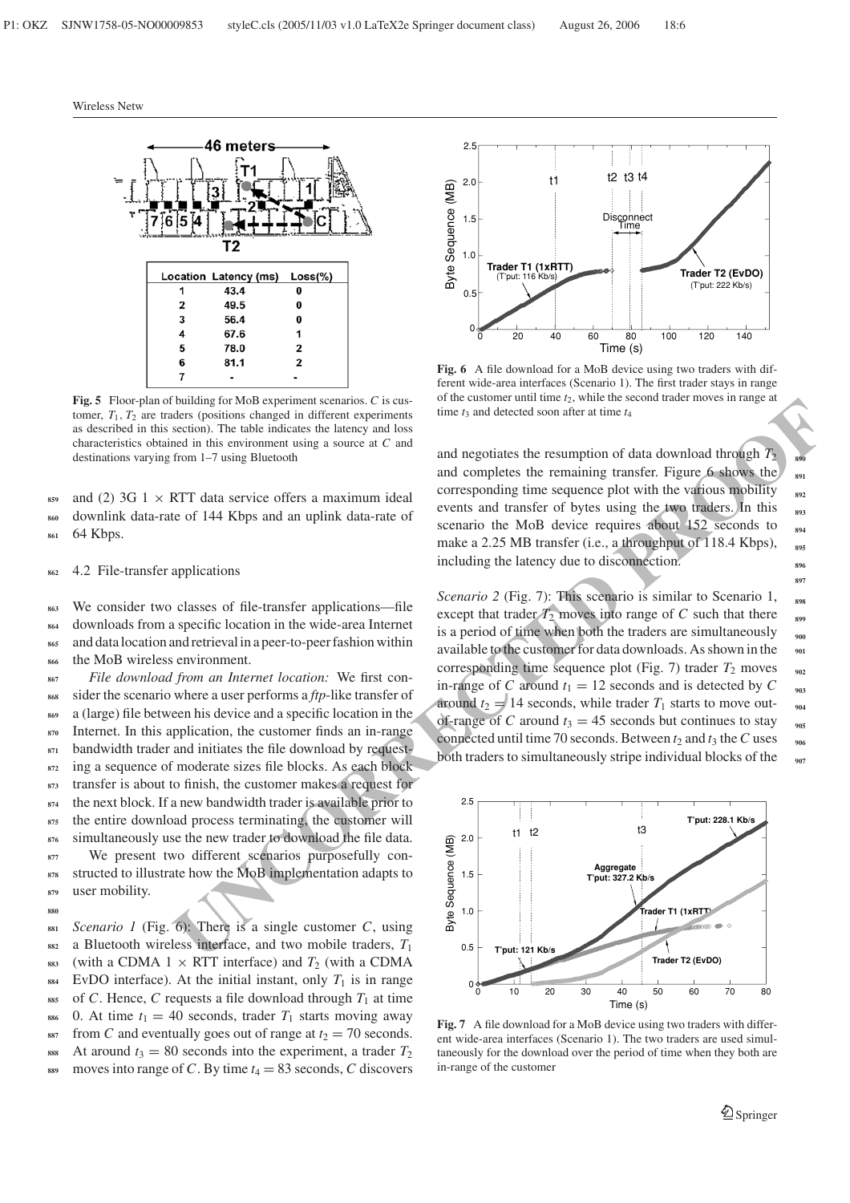| Location | Latency (ms) | Loss(%) |
|---|---|---|
| 1 | 43.4 | 0 |
| 2 | 49.5 | 0 |
| 3 | 56.4 | 0 |
| 4 | 67.6 | 1 |
| 5 | 78.0 | 2 |
| 6 | 81.1 | 2 |
| 7 | - | - |

**Fig. 5** Floor-plan of building for MoB experiment scenarios. $C$ is customer, $T_1$, $T_2$ are traders (positions changed in different experiments as described in this section). The table indicates the latency and loss characteristics obtained in this environment using a source at $C$ and destinations varying from 1–7 using Bluetooth

and (2) 3G 1 × RTT data service offers a maximum ideal downlink data-rate of 144 Kbps and an uplink data-rate of 64 Kbps.

### 4.2 File-transfer applications

We consider two classes of file-transfer applications—file downloads from a specific location in the wide-area Internet and data location and retrieval in a peer-to-peer fashion within the MoB wireless environment.

*File download from an Internet location:* We first consider the scenario where a user performs a *ftp*-like transfer of a (large) file between his device and a specific location in the Internet. In this application, the customer finds an in-range bandwidth trader and initiates the file download by requesting a sequence of moderate sizes file blocks. As each block transfer is about to finish, the customer makes a request for the next block. If a new bandwidth trader is available prior to the entire download process terminating, the customer will simultaneously use the new trader to download the file data.

We present two different scenarios purposefully constructed to illustrate how the MoB implementation adapts to user mobility.

*Scenario 1* (Fig. 6): There is a single customer $C$, using a Bluetooth wireless interface, and two mobile traders, $T_1$ (with a CDMA 1 × RTT interface) and $T_2$ (with a CDMA EvDO interface). At the initial instant, only $T_1$ is in range of $C$. Hence, $C$ requests a file download through $T_1$ at time 0. At time $t_1 = 40$ seconds, trader $T_1$ starts moving away from $C$ and eventually goes out of range at $t_2 = 70$ seconds. At around $t_3 = 80$ seconds into the experiment, a trader $T_2$ moves into range of $C$. By time $t_4 = 83$ seconds, $C$ discovers and negotiates the resumption of data download through $T_2$ and completes the remaining transfer. Figure 6 shows the corresponding time sequence plot with the various mobility events and transfer of bytes using the two traders. In this scenario the MoB device requires about 152 seconds to make a 2.25 MB transfer (i.e., a throughput of 118.4 Kbps), including the latency due to disconnection.

**Fig. 6** A file download for a MoB device using two traders with different wide-area interfaces (Scenario 1). The first trader stays in range of the customer until time $t_2$, while the second trader moves in range at time $t_3$ and detected soon after at time $t_4$

*Scenario 2* (Fig. 7): This scenario is similar to Scenario 1, except that trader $T_2$ moves into range of $C$ such that there is a period of time when both the traders are simultaneously available to the customer for data downloads. As shown in the corresponding time sequence plot (Fig. 7) trader $T_2$ moves in-range of $C$ around $t_1 = 12$ seconds and is detected by $C$ around $t_2 = 14$ seconds, while trader $T_1$ starts to move out-of-range of $C$ around $t_3 = 45$ seconds but continues to stay connected until time 70 seconds. Between $t_2$ and $t_3$ the $C$ uses both traders to simultaneously stripe individual blocks of the

**Fig. 7** A file download for a MoB device using two traders with different wide-area interfaces (Scenario 1). The two traders are used simultaneously for the download over the period of time when they both are in-range of the customer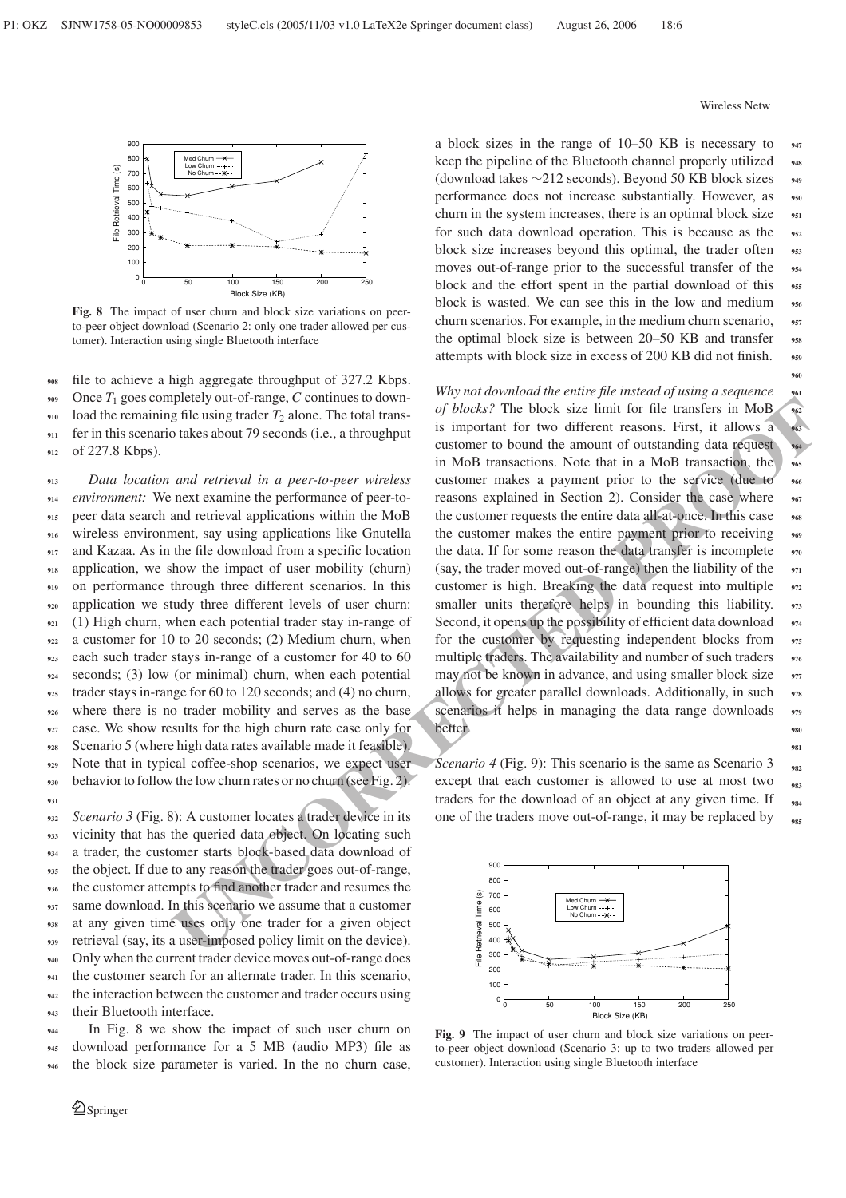Fig. 8 The impact of user churn and block size variations on peer-to-peer object download (Scenario 2: only one trader allowed per customer). Interaction using single Bluetooth interface

file to achieve a high aggregate throughput of 327.2 Kbps. Once $T_1$ goes completely out-of-range, $C$ continues to download the remaining file using trader $T_2$ alone. The total transfer in this scenario takes about 79 seconds (i.e., a throughput of 227.8 Kbps).

*Data location and retrieval in a peer-to-peer wireless environment:* We next examine the performance of peer-to-peer data search and retrieval applications within the MoB wireless environment, say using applications like Gnutella and Kazaa. As in the file download from a specific location application, we show the impact of user mobility (churn) on performance through three different scenarios. In this application we study three different levels of user churn: (1) High churn, when each potential trader stay in-range of a customer for 10 to 20 seconds; (2) Medium churn, when each such trader stays in-range of a customer for 40 to 60 seconds; (3) low (or minimal) churn, when each potential trader stays in-range for 60 to 120 seconds; and (4) no churn, where there is no trader mobility and serves as the base case. We show results for the high churn rate case only for Scenario 5 (where high data rates available made it feasible). Note that in typical coffee-shop scenarios, we expect user behavior to follow the low churn rates or no churn (see Fig. 2).

*Scenario 3* (Fig. 8): A customer locates a trader device in its vicinity that has the queried data object. On locating such a trader, the customer starts block-based data download of the object. If due to any reason the trader goes out-of-range, the customer attempts to find another trader and resumes the same download. In this scenario we assume that a customer at any given time uses only one trader for a given object retrieval (say, its a user-imposed policy limit on the device). Only when the current trader device moves out-of-range does the customer search for an alternate trader. In this scenario, the interaction between the customer and trader occurs using their Bluetooth interface.

In Fig. 8 we show the impact of such user churn on download performance for a 5 MB (audio MP3) file as the block size parameter is varied. In the no churn case, a block sizes in the range of 10–50 KB is necessary to keep the pipeline of the Bluetooth channel properly utilized (download takes ~212 seconds). Beyond 50 KB block sizes performance does not increase substantially. However, as churn in the system increases, there is an optimal block size for such data download operation. This is because as the block size increases beyond this optimal, the trader often moves out-of-range prior to the successful transfer of the block and the effort spent in the partial download of this block is wasted. We can see this in the low and medium churn scenarios. For example, in the medium churn scenario, the optimal block size is between 20–50 KB and transfer attempts with block size in excess of 200 KB did not finish.

*Why not download the entire file instead of using a sequence of blocks?* The block size limit for file transfers in MoB is important for two different reasons. First, it allows a customer to bound the amount of outstanding data request in MoB transactions. Note that in a MoB transaction, the customer makes a payment prior to the service (due to reasons explained in Section 2). Consider the case where the customer requests the entire data all-at-once. In this case the customer makes the entire payment prior to receiving the data. If for some reason the data transfer is incomplete (say, the trader moved out-of-range) then the liability of the customer is high. Breaking the data request into multiple smaller units therefore helps in bounding this liability. Second, it opens up the possibility of efficient data download for the customer by requesting independent blocks from multiple traders. The availability and number of such traders may not be known in advance, and using smaller block size allows for greater parallel downloads. Additionally, in such scenarios it helps in managing the data range downloads better.

*Scenario 4* (Fig. 9): This scenario is the same as Scenario 3 except that each customer is allowed to use at most two traders for the download of an object at any given time. If one of the traders move out-of-range, it may be replaced by

Fig. 9 The impact of user churn and block size variations on peer-to-peer object download (Scenario 3: up to two traders allowed per customer). Interaction using single Bluetooth interface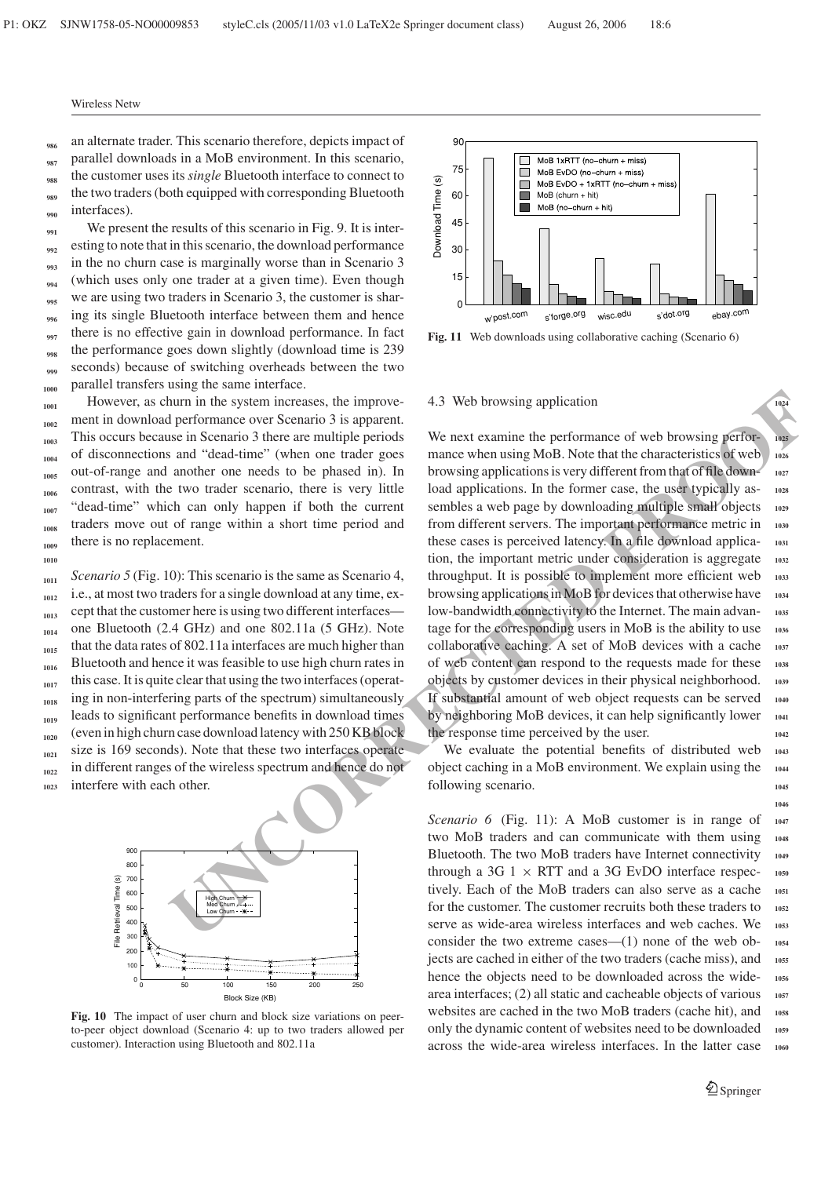an alternate trader. This scenario therefore, depicts impact of parallel downloads in a MoB environment. In this scenario, the customer uses its *single* Bluetooth interface to connect to the two traders (both equipped with corresponding Bluetooth interfaces).

We present the results of this scenario in Fig. 9. It is interesting to note that in this scenario, the download performance in the no churn case is marginally worse than in Scenario 3 (which uses only one trader at a given time). Even though we are using two traders in Scenario 3, the customer is sharing its single Bluetooth interface between them and hence there is no effective gain in download performance. In fact the performance goes down slightly (download time is 239 seconds) because of switching overheads between the two parallel transfers using the same interface.

However, as churn in the system increases, the improvement in download performance over Scenario 3 is apparent. This occurs because in Scenario 3 there are multiple periods of disconnections and "dead-time" (when one trader goes out-of-range and another one needs to be phased in). In contrast, with the two trader scenario, there is very little "dead-time" which can only happen if both the current traders move out of range within a short time period and there is no replacement.

*Scenario 5* (Fig. 10): This scenario is the same as Scenario 4, i.e., at most two traders for a single download at any time, except that the customer here is using two different interfaces—one Bluetooth (2.4 GHz) and one 802.11a (5 GHz). Note that the data rates of 802.11a interfaces are much higher than Bluetooth and hence it was feasible to use high churn rates in this case. It is quite clear that using the two interfaces (operating in non-interfering parts of the spectrum) simultaneously leads to significant performance benefits in download times (even in high churn case download latency with 250 KB block size is 169 seconds). Note that these two interfaces operate in different ranges of the wireless spectrum and hence do not interfere with each other.

**Fig. 10** The impact of user churn and block size variations on peer-to-peer object download (Scenario 4: up to two traders allowed per customer). Interaction using Bluetooth and 802.11a

**Fig. 11** Web downloads using collaborative caching (Scenario 6)

### 4.3 Web browsing application

We next examine the performance of web browsing performance when using MoB. Note that the characteristics of web browsing applications is very different from that of file download applications. In the former case, the user typically assembles a web page by downloading multiple small objects from different servers. The important performance metric in these cases is perceived latency. In a file download application, the important metric under consideration is aggregate throughput. It is possible to implement more efficient web browsing applications in MoB for devices that otherwise have low-bandwidth connectivity to the Internet. The main advantage for the corresponding users in MoB is the ability to use collaborative caching. A set of MoB devices with a cache of web content can respond to the requests made for these objects by customer devices in their physical neighborhood. If substantial amount of web object requests can be served by neighboring MoB devices, it can help significantly lower the response time perceived by the user.

We evaluate the potential benefits of distributed web object caching in a MoB environment. We explain using the following scenario.

*Scenario 6* (Fig. 11): A MoB customer is in range of two MoB traders and can communicate with them using Bluetooth. The two MoB traders have Internet connectivity through a 3G 1 × RTT and a 3G EvDO interface respectively. Each of the MoB traders can also serve as a cache for the customer. The customer recruits both these traders to serve as wide-area wireless interfaces and web caches. We consider the two extreme cases—(1) none of the web objects are cached in either of the two traders (cache miss), and hence the objects need to be downloaded across the wide-area interfaces; (2) all static and cacheable objects of various websites are cached in the two MoB traders (cache hit), and only the dynamic content of websites need to be downloaded across the wide-area wireless interfaces. In the latter case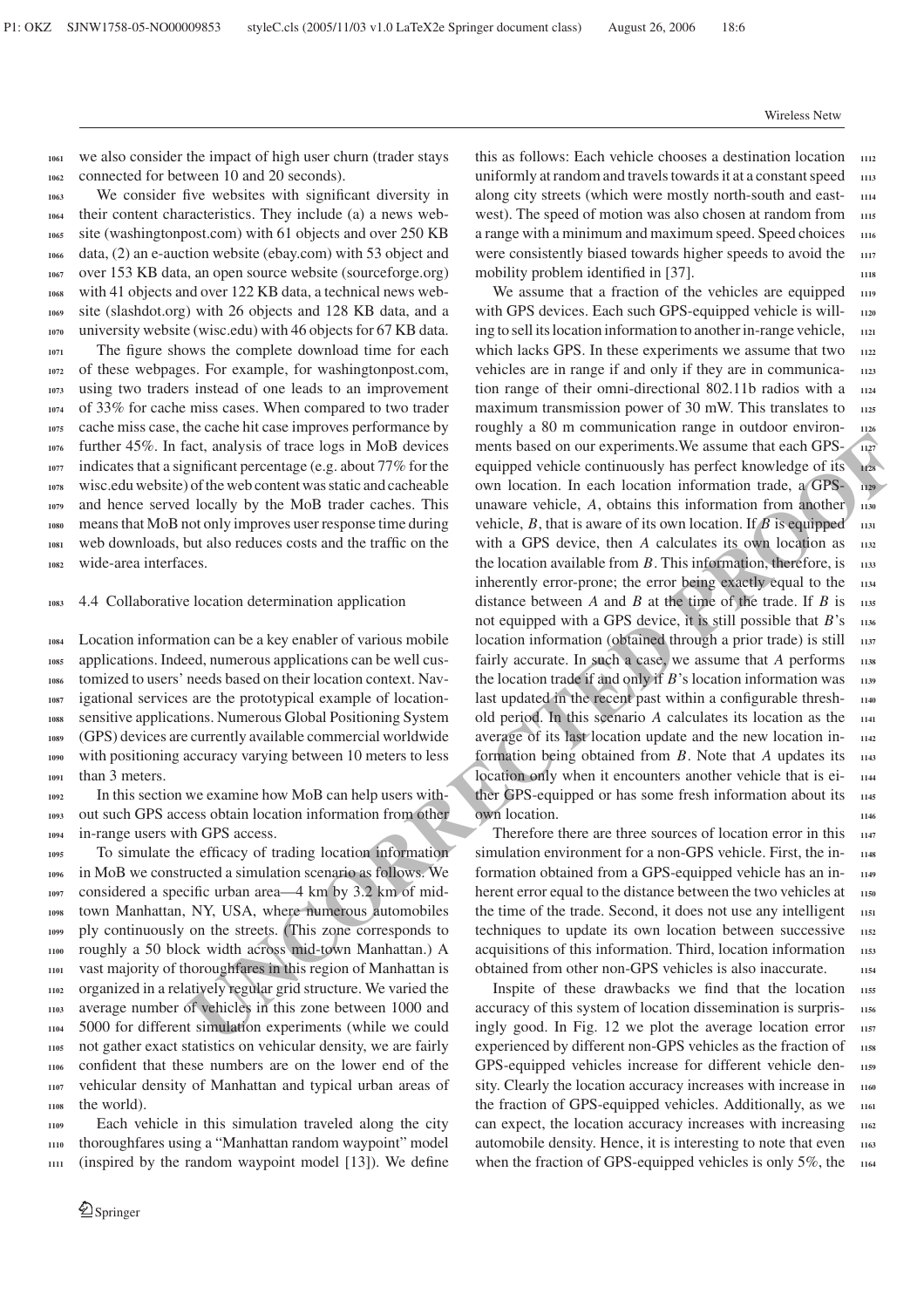we also consider the impact of high user churn (trader stays connected for between 10 and 20 seconds).

We consider five websites with significant diversity in their content characteristics. They include (a) a news website (washingtonpost.com) with 61 objects and over 250 KB data, (2) an e-auction website (ebay.com) with 53 object and over 153 KB data, an open source website (sourceforge.org) with 41 objects and over 122 KB data, a technical news website (slashdot.org) with 26 objects and 128 KB data, and a university website (wisc.edu) with 46 objects for 67 KB data.

The figure shows the complete download time for each of these webpages. For example, for washingtonpost.com, using two traders instead of one leads to an improvement of 33% for cache miss cases. When compared to two trader cache miss case, the cache hit case improves performance by further 45%. In fact, analysis of trace logs in MoB devices indicates that a significant percentage (e.g. about 77% for the wisc.edu website) of the web content was static and cacheable and hence served locally by the MoB trader caches. This means that MoB not only improves user response time during web downloads, but also reduces costs and the traffic on the wide-area interfaces.

### 4.4 Collaborative location determination application

Location information can be a key enabler of various mobile applications. Indeed, numerous applications can be well customized to users' needs based on their location context. Navigational services are the prototypical example of location-sensitive applications. Numerous Global Positioning System (GPS) devices are currently available commercial worldwide with positioning accuracy varying between 10 meters to less than 3 meters.

In this section we examine how MoB can help users without such GPS access obtain location information from other in-range users with GPS access.

To simulate the efficacy of trading location information in MoB we constructed a simulation scenario as follows. We considered a specific urban area—4 km by 3.2 km of mid-town Manhattan, NY, USA, where numerous automobiles ply continuously on the streets. (This zone corresponds to roughly a 50 block width across mid-town Manhattan.) A vast majority of thoroughfares in this region of Manhattan is organized in a relatively regular grid structure. We varied the average number of vehicles in this zone between 1000 and 5000 for different simulation experiments (while we could not gather exact statistics on vehicular density, we are fairly confident that these numbers are on the lower end of the vehicular density of Manhattan and typical urban areas of the world).

Each vehicle in this simulation traveled along the city thoroughfares using a "Manhattan random waypoint" model (inspired by the random waypoint model [13]). We define this as follows: Each vehicle chooses a destination location uniformly at random and travels towards it at a constant speed along city streets (which were mostly north-south and east-west). The speed of motion was also chosen at random from a range with a minimum and maximum speed. Speed choices were consistently biased towards higher speeds to avoid the mobility problem identified in [37].

We assume that a fraction of the vehicles are equipped with GPS devices. Each such GPS-equipped vehicle is willing to sell its location information to another in-range vehicle, which lacks GPS. In these experiments we assume that two vehicles are in range if and only if they are in communication range of their omni-directional 802.11b radios with a maximum transmission power of 30 mW. This translates to roughly a 80 m communication range in outdoor environments based on our experiments.We assume that each GPS-equipped vehicle continuously has perfect knowledge of its own location. In each location information trade, a GPS-unaware vehicle, *A*, obtains this information from another vehicle, *B*, that is aware of its own location. If *B* is equipped with a GPS device, then *A* calculates its own location as the location available from *B*. This information, therefore, is inherently error-prone; the error being exactly equal to the distance between *A* and *B* at the time of the trade. If *B* is not equipped with a GPS device, it is still possible that *B*'s location information (obtained through a prior trade) is still fairly accurate. In such a case, we assume that *A* performs the location trade if and only if *B*'s location information was last updated in the recent past within a configurable threshold period. In this scenario *A* calculates its location as the average of its last location update and the new location information being obtained from *B*. Note that *A* updates its location only when it encounters another vehicle that is either GPS-equipped or has some fresh information about its own location.

Therefore there are three sources of location error in this simulation environment for a non-GPS vehicle. First, the information obtained from a GPS-equipped vehicle has an inherent error equal to the distance between the two vehicles at the time of the trade. Second, it does not use any intelligent techniques to update its own location between successive acquisitions of this information. Third, location information obtained from other non-GPS vehicles is also inaccurate.

Inspite of these drawbacks we find that the location accuracy of this system of location dissemination is surprisingly good. In Fig. 12 we plot the average location error experienced by different non-GPS vehicles as the fraction of GPS-equipped vehicles increase for different vehicle density. Clearly the location accuracy increases with increase in the fraction of GPS-equipped vehicles. Additionally, as we can expect, the location accuracy increases with increasing automobile density. Hence, it is interesting to note that even when the fraction of GPS-equipped vehicles is only 5%, the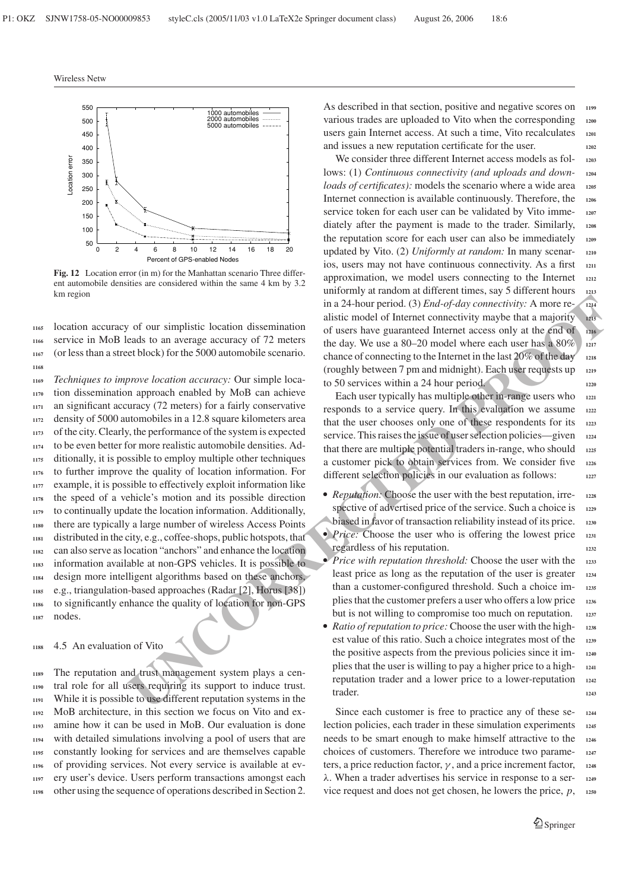**Fig. 12** Location error (in m) for the Manhattan scenario Three different automobile densities are considered within the same 4 km by 3.2 km region

location accuracy of our simplistic location dissemination service in MoB leads to an average accuracy of 72 meters (or less than a street block) for the 5000 automobile scenario.

*Techniques to improve location accuracy:* Our simple location dissemination approach enabled by MoB can achieve an significant accuracy (72 meters) for a fairly conservative density of 5000 automobiles in a 12.8 square kilometers area of the city. Clearly, the performance of the system is expected to be even better for more realistic automobile densities. Additionally, it is possible to employ multiple other techniques to further improve the quality of location information. For example, it is possible to effectively exploit information like the speed of a vehicle's motion and its possible direction to continually update the location information. Additionally, there are typically a large number of wireless Access Points distributed in the city, e.g., coffee-shops, public hotspots, that can also serve as location "anchors" and enhance the location information available at non-GPS vehicles. It is possible to design more intelligent algorithms based on these anchors, e.g., triangulation-based approaches (Radar [2], Horus [38]) to significantly enhance the quality of location for non-GPS nodes.

### 4.5 An evaluation of Vito

The reputation and trust management system plays a central role for all users requiring its support to induce trust. While it is possible to use different reputation systems in the MoB architecture, in this section we focus on Vito and examine how it can be used in MoB. Our evaluation is done with detailed simulations involving a pool of users that are constantly looking for services and are themselves capable of providing services. Not every service is available at every user's device. Users perform transactions amongst each other using the sequence of operations described in Section 2. As described in that section, positive and negative scores on various trades are uploaded to Vito when the corresponding users gain Internet access. At such a time, Vito recalculates and issues a new reputation certificate for the user.

We consider three different Internet access models as follows: (1) *Continuous connectivity (and uploads and downloads of certificates):* models the scenario where a wide area Internet connection is available continuously. Therefore, the service token for each user can be validated by Vito immediately after the payment is made to the trader. Similarly, the reputation score for each user can also be immediately updated by Vito. (2) *Uniformly at random:* In many scenarios, users may not have continuous connectivity. As a first approximation, we model users connecting to the Internet uniformly at random at different times, say 5 different hours in a 24-hour period. (3) *End-of-day connectivity:* A more realistic model of Internet connectivity maybe that a majority of users have guaranteed Internet access only at the end of the day. We use a 80–20 model where each user has a 80% chance of connecting to the Internet in the last 20% of the day (roughly between 7 pm and midnight). Each user requests up to 50 services within a 24 hour period.

Each user typically has multiple other in-range users who responds to a service query. In this evaluation we assume that the user chooses only one of these respondents for its service. This raises the issue of user selection policies—given that there are multiple potential traders in-range, who should a customer pick to obtain services from. We consider five different selection policies in our evaluation as follows:

- *Reputation:* Choose the user with the best reputation, irrespective of advertised price of the service. Such a choice is biased in favor of transaction reliability instead of its price.
- *Price:* Choose the user who is offering the lowest price regardless of his reputation.
- *Price with reputation threshold:* Choose the user with the least price as long as the reputation of the user is greater than a customer-configured threshold. Such a choice implies that the customer prefers a user who offers a low price but is not willing to compromise too much on reputation.
- *Ratio of reputation to price:* Choose the user with the highest value of this ratio. Such a choice integrates most of the positive aspects from the previous policies since it implies that the user is willing to pay a higher price to a high-reputation trader and a lower price to a lower-reputation trader.

Since each customer is free to practice any of these selection policies, each trader in these simulation experiments needs to be smart enough to make himself attractive to the choices of customers. Therefore we introduce two parameters, a price reduction factor, $\gamma$, and a price increment factor, $\lambda$. When a trader advertises his service in response to a service request and does not get chosen, he lowers the price, $p$,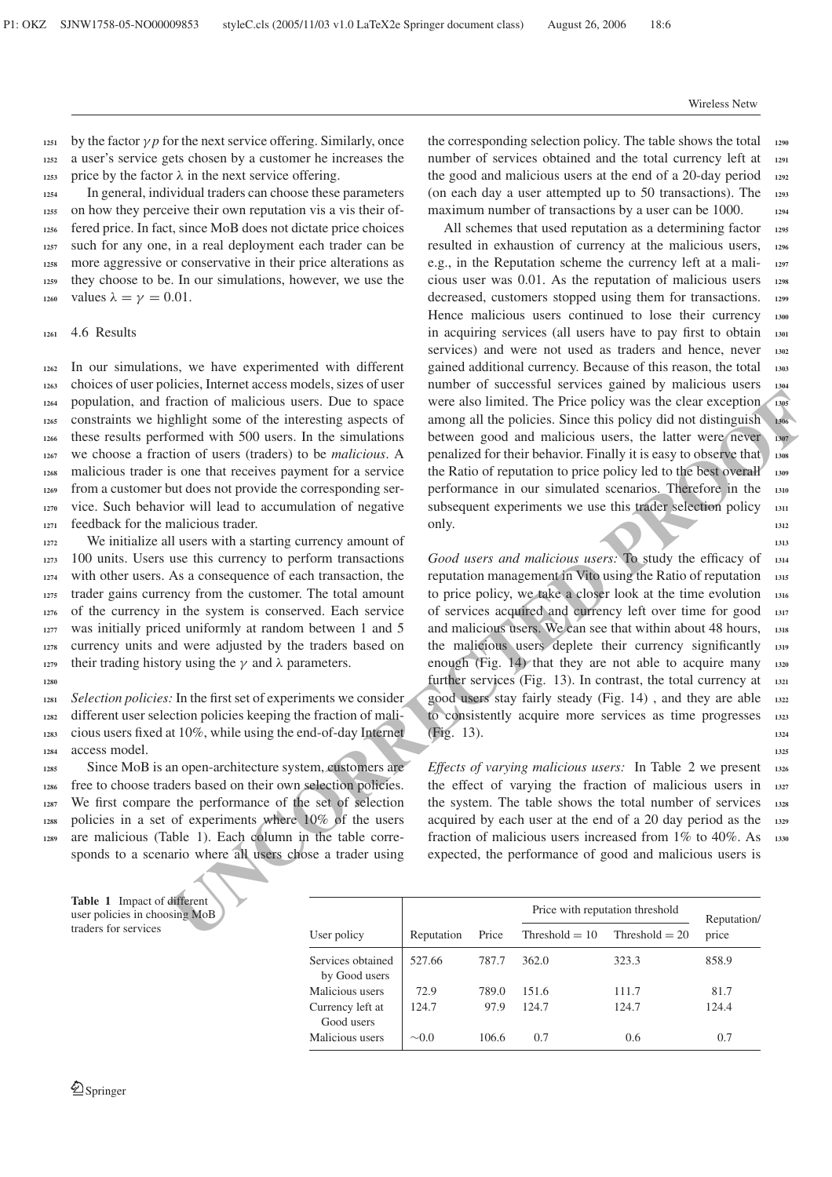by the factor $\gamma p$ for the next service offering. Similarly, once a user's service gets chosen by a customer he increases the price by the factor $\lambda$ in the next service offering.

In general, individual traders can choose these parameters on how they perceive their own reputation vis a vis their offered price. In fact, since MoB does not dictate price choices such for any one, in a real deployment each trader can be more aggressive or conservative in their price alterations as they choose to be. In our simulations, however, we use the values $\lambda = \gamma = 0.01$.

### 4.6 Results

In our simulations, we have experimented with different choices of user policies, Internet access models, sizes of user population, and fraction of malicious users. Due to space constraints we highlight some of the interesting aspects of these results performed with 500 users. In the simulations we choose a fraction of users (traders) to be *malicious*. A malicious trader is one that receives payment for a service from a customer but does not provide the corresponding service. Such behavior will lead to accumulation of negative feedback for the malicious trader.

We initialize all users with a starting currency amount of 100 units. Users use this currency to perform transactions with other users. As a consequence of each transaction, the trader gains currency from the customer. The total amount of the currency in the system is conserved. Each service was initially priced uniformly at random between 1 and 5 currency units and were adjusted by the traders based on their trading history using the $\gamma$ and $\lambda$ parameters.

*Selection policies:* In the first set of experiments we consider different user selection policies keeping the fraction of malicious users fixed at 10%, while using the end-of-day Internet access model.

Since MoB is an open-architecture system, customers are free to choose traders based on their own selection policies. We first compare the performance of the set of selection policies in a set of experiments where 10% of the users are malicious (Table 1). Each column in the table corresponds to a scenario where all users chose a trader using the corresponding selection policy. The table shows the total number of services obtained and the total currency left at the good and malicious users at the end of a 20-day period (on each day a user attempted up to 50 transactions). The maximum number of transactions by a user can be 1000.

All schemes that used reputation as a determining factor resulted in exhaustion of currency at the malicious users, e.g., in the Reputation scheme the currency left at a malicious user was 0.01. As the reputation of malicious users decreased, customers stopped using them for transactions. Hence malicious users continued to lose their currency in acquiring services (all users have to pay first to obtain services) and were not used as traders and hence, never gained additional currency. Because of this reason, the total number of successful services gained by malicious users were also limited. The Price policy was the clear exception among all the policies. Since this policy did not distinguish between good and malicious users, the latter were never penalized for their behavior. Finally it is easy to observe that the Ratio of reputation to price policy led to the best overall performance in our simulated scenarios. Therefore in the subsequent experiments we use this trader selection policy only.

*Good users and malicious users:* To study the efficacy of reputation management in Vito using the Ratio of reputation to price policy, we take a closer look at the time evolution of services acquired and currency left over time for good and malicious users. We can see that within about 48 hours, the malicious users deplete their currency significantly enough (Fig. 14) that they are not able to acquire many further services (Fig. 13). In contrast, the total currency at good users stay fairly steady (Fig. 14) , and they are able to consistently acquire more services as time progresses (Fig. 13).

*Effects of varying malicious users:* In Table 2 we present the effect of varying the fraction of malicious users in the system. The table shows the total number of services acquired by each user at the end of a 20 day period as the fraction of malicious users increased from 1% to 40%. As expected, the performance of good and malicious users is

**Table 1** Impact of different user policies in choosing MoB traders for services

| | | | Price with reputation threshold | | Reputation/ |
|---|---|---|---|---|---|
| User policy | Reputation | Price | Threshold = 10 | Threshold = 20 | price |
| Services obtained by Good users | 527.66 | 787.7 | 362.0 | 323.3 | 858.9 |
| Malicious users | 72.9 | 789.0 | 151.6 | 111.7 | 81.7 |
| Currency left at Good users | 124.7 | 97.9 | 124.7 | 124.7 | 124.4 |
| Malicious users | ∼0.0 | 106.6 | 0.7 | 0.6 | 0.7 |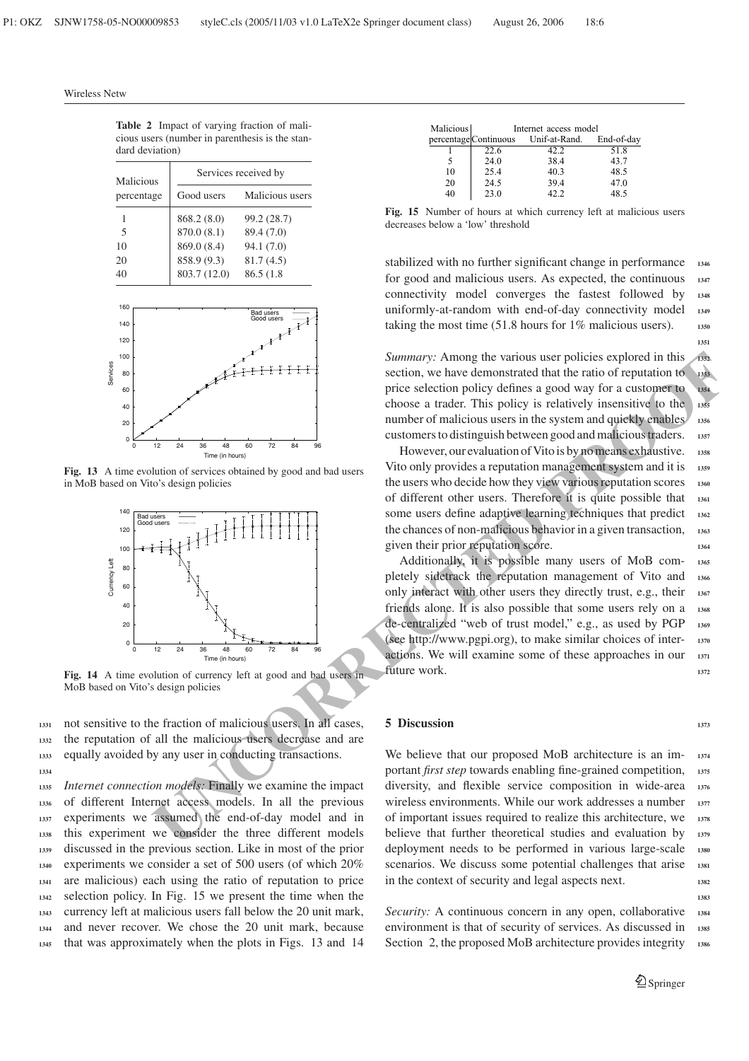**Table 2** Impact of varying fraction of malicious users (number in parenthesis is the standard deviation)

| Malicious percentage | Services received by | |
|---|---|---|
| | Good users | Malicious users |
| 1 | 868.2 (8.0) | 99.2 (28.7) |
| 5 | 870.0 (8.1) | 89.4 (7.0) |
| 10 | 869.0 (8.4) | 94.1 (7.0) |
| 20 | 858.9 (9.3) | 81.7 (4.5) |
| 40 | 803.7 (12.0) | 86.5 (1.8 |

**Fig. 13** A time evolution of services obtained by good and bad users in MoB based on Vito's design policies

**Fig. 14** A time evolution of currency left at good and bad users in MoB based on Vito's design policies

not sensitive to the fraction of malicious users. In all cases, the reputation of all the malicious users decrease and are equally avoided by any user in conducting transactions.

*Internet connection models:* Finally we examine the impact of different Internet access models. In all the previous experiments we assumed the end-of-day model and in this experiment we consider the three different models discussed in the previous section. Like in most of the prior experiments we consider a set of 500 users (of which 20% are malicious) each using the ratio of reputation to price selection policy. In Fig. 15 we present the time when the currency left at malicious users fall below the 20 unit mark, and never recover. We chose the 20 unit mark, because that was approximately when the plots in Figs. 13 and 14 stabilized with no further significant change in performance for good and malicious users. As expected, the continuous connectivity model converges the fastest followed by uniformly-at-random with end-of-day connectivity model taking the most time (51.8 hours for 1% malicious users).

| Malicious percentage | Internet access model | | |
|---|---|---|---|
| | Continuous | Unif-at-Rand. | End-of-day |
| 1 | 22.6 | 42.2 | 51.8 |
| 5 | 24.0 | 38.4 | 43.7 |
| 10 | 25.4 | 40.3 | 48.5 |
| 20 | 24.5 | 39.4 | 47.0 |
| 40 | 23.0 | 42.2 | 48.5 |

**Fig. 15** Number of hours at which currency left at malicious users decreases below a 'low' threshold

*Summary:* Among the various user policies explored in this section, we have demonstrated that the ratio of reputation to price selection policy defines a good way for a customer to choose a trader. This policy is relatively insensitive to the number of malicious users in the system and quickly enables customers to distinguish between good and malicious traders.

However, our evaluation of Vito is by no means exhaustive. Vito only provides a reputation management system and it is the users who decide how they view various reputation scores of different other users. Therefore it is quite possible that some users define adaptive learning techniques that predict the chances of non-malicious behavior in a given transaction, given their prior reputation score.

Additionally, it is possible many users of MoB completely sidetrack the reputation management of Vito and only interact with other users they directly trust, e.g., their friends alone. It is also possible that some users rely on a de-centralized "web of trust model," e.g., as used by PGP (see http://www.pgpi.org), to make similar choices of interactions. We will examine some of these approaches in our future work.

## 5 Discussion

We believe that our proposed MoB architecture is an important *first step* towards enabling fine-grained competition, diversity, and flexible service composition in wide-area wireless environments. While our work addresses a number of important issues required to realize this architecture, we believe that further theoretical studies and evaluation by deployment needs to be performed in various large-scale scenarios. We discuss some potential challenges that arise in the context of security and legal aspects next.

*Security:* A continuous concern in any open, collaborative environment is that of security of services. As discussed in Section 2, the proposed MoB architecture provides integrity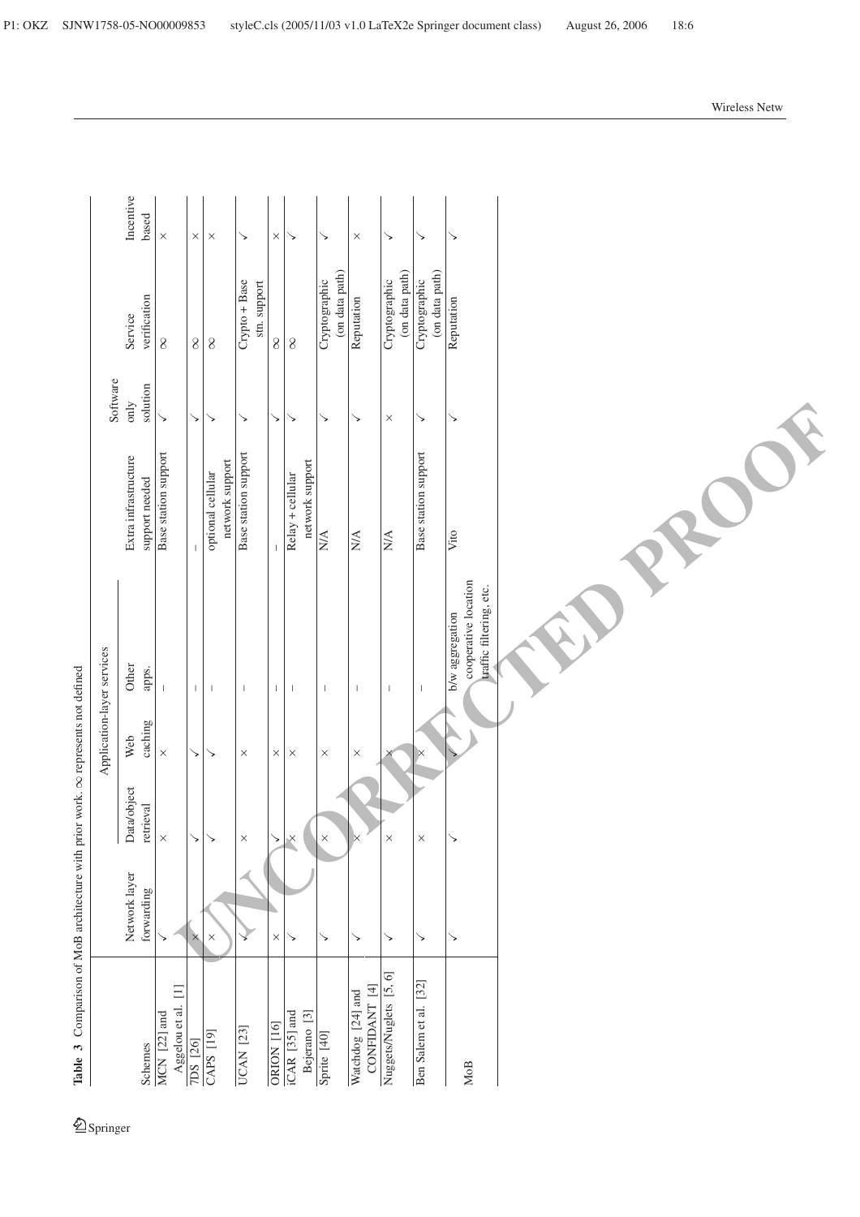**Table 3** Comparison of MoB architecture with prior work. ∞ represents not defined

| Schemes | Network layer forwarding | Application-layer services | | | Extra infrastructure support needed | Software only solution | Service verification | Incentive based |
|---|---|---|---|---|---|---|---|---|
| | | Data/object retrieval | Web caching | Other apps. | | | | |
| MCN [22] and Aggelou et al. [1] | ✓ | × | × | – | Base station support | ✓ | ∞ | × |
| 7DS [26] | × | ✓ | ✓ | – | – | ✓ | ∞ | × |
| CAPS [19] | × | ✓ | ✓ | – | optional cellular network support | ✓ | ∞ | × |
| UCAN [23] | ✓ | × | × | – | Base station support | ✓ | Crypto + Base stn. support | ✓ |
| ORION [16] | × | ✓ | × | – | – | ✓ | ∞ | × |
| iCAR [35] and Bejerano [3] | ✓ | × | × | – | Relay + cellular network support | ✓ | ∞ | ✓ |
| Sprite [40] | ✓ | × | × | – | N/A | ✓ | Cryptographic (on data path) | ✓ |
| Watchdog [24] and CONFIDANT [4] | ✓ | × | × | – | N/A | ✓ | Reputation | × |
| Nuggets/Nuglets [5, 6] | ✓ | × | × | – | N/A | × | Cryptographic (on data path) | ✓ |
| Ben Salem et al. [32] | ✓ | × | × | – | Base station support | ✓ | Cryptographic (on data path) | ✓ |
| MoB | ✓ | ✓ | ✓ | b/w aggregation cooperative location traffic filtering, etc. | Vito | ✓ | Reputation | ✓ |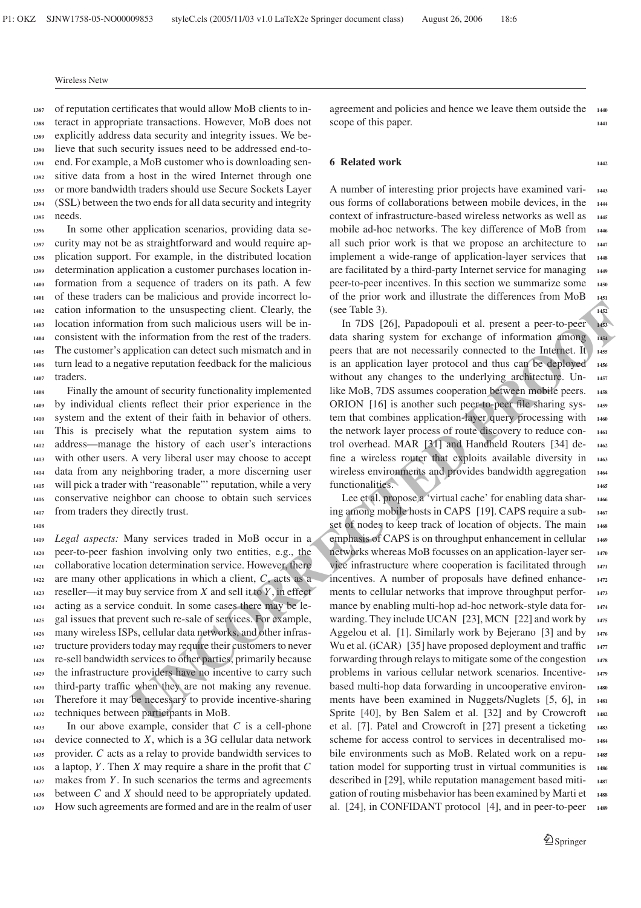of reputation certificates that would allow MoB clients to interact in appropriate transactions. However, MoB does not explicitly address data security and integrity issues. We believe that such security issues need to be addressed end-to-end. For example, a MoB customer who is downloading sensitive data from a host in the wired Internet through one or more bandwidth traders should use Secure Sockets Layer (SSL) between the two ends for all data security and integrity needs.

In some other application scenarios, providing data security may not be as straightforward and would require application support. For example, in the distributed location determination application a customer purchases location information from a sequence of traders on its path. A few of these traders can be malicious and provide incorrect location information to the unsuspecting client. Clearly, the location information from such malicious users will be inconsistent with the information from the rest of the traders. The customer's application can detect such mismatch and in turn lead to a negative reputation feedback for the malicious traders.

Finally the amount of security functionality implemented by individual clients reflect their prior experience in the system and the extent of their faith in behavior of others. This is precisely what the reputation system aims to address—manage the history of each user's interactions with other users. A very liberal user may choose to accept data from any neighboring trader, a more discerning user will pick a trader with "reasonable"' reputation, while a very conservative neighbor can choose to obtain such services from traders they directly trust.

*Legal aspects:* Many services traded in MoB occur in a peer-to-peer fashion involving only two entities, e.g., the collaborative location determination service. However, there are many other applications in which a client, $C$, acts as a reseller—it may buy service from $X$ and sell it to $Y$, in effect acting as a service conduit. In some cases there may be legal issues that prevent such re-sale of services. For example, many wireless ISPs, cellular data networks, and other infrastructure providers today may require their customers to never re-sell bandwidth services to other parties, primarily because the infrastructure providers have no incentive to carry such third-party traffic when they are not making any revenue. Therefore it may be necessary to provide incentive-sharing techniques between participants in MoB.

In our above example, consider that $C$ is a cell-phone device connected to $X$, which is a 3G cellular data network provider. $C$ acts as a relay to provide bandwidth services to a laptop, $Y$. Then $X$ may require a share in the profit that $C$ makes from $Y$. In such scenarios the terms and agreements between $C$ and $X$ should need to be appropriately updated. How such agreements are formed and are in the realm of user agreement and policies and hence we leave them outside the scope of this paper.

## 6 Related work

A number of interesting prior projects have examined various forms of collaborations between mobile devices, in the context of infrastructure-based wireless networks as well as mobile ad-hoc networks. The key difference of MoB from all such prior work is that we propose an architecture to implement a wide-range of application-layer services that are facilitated by a third-party Internet service for managing peer-to-peer incentives. In this section we summarize some of the prior work and illustrate the differences from MoB (see Table 3).

In 7DS [26], Papadopouli et al. present a peer-to-peer data sharing system for exchange of information among peers that are not necessarily connected to the Internet. It is an application layer protocol and thus can be deployed without any changes to the underlying architecture. Unlike MoB, 7DS assumes cooperation between mobile peers. ORION [16] is another such peer-to-peer file sharing system that combines application-layer query processing with the network layer process of route discovery to reduce control overhead. MAR [31] and Handheld Routers [34] define a wireless router that exploits available diversity in wireless environments and provides bandwidth aggregation functionalities.

Lee et al. propose a 'virtual cache' for enabling data sharing among mobile hosts in CAPS [19]. CAPS require a subset of nodes to keep track of location of objects. The main emphasis of CAPS is on throughput enhancement in cellular networks whereas MoB focusses on an application-layer service infrastructure where cooperation is facilitated through incentives. A number of proposals have defined enhancements to cellular networks that improve throughput performance by enabling multi-hop ad-hoc network-style data forwarding. They include UCAN [23], MCN [22] and work by Aggelou et al. [1]. Similarly work by Bejerano [3] and by Wu et al. (iCAR) [35] have proposed deployment and traffic forwarding through relays to mitigate some of the congestion problems in various cellular network scenarios. Incentive-based multi-hop data forwarding in uncooperative environments have been examined in Nuggets/Nuglets [5, 6], in Sprite [40], by Ben Salem et al. [32] and by Crowcroft et al. [7]. Patel and Crowcroft in [27] present a ticketing scheme for access control to services in decentralised mobile environments such as MoB. Related work on a reputation model for supporting trust in virtual communities is described in [29], while reputation management based mitigation of routing misbehavior has been examined by Marti et al. [24], in CONFIDANT protocol [4], and in peer-to-peer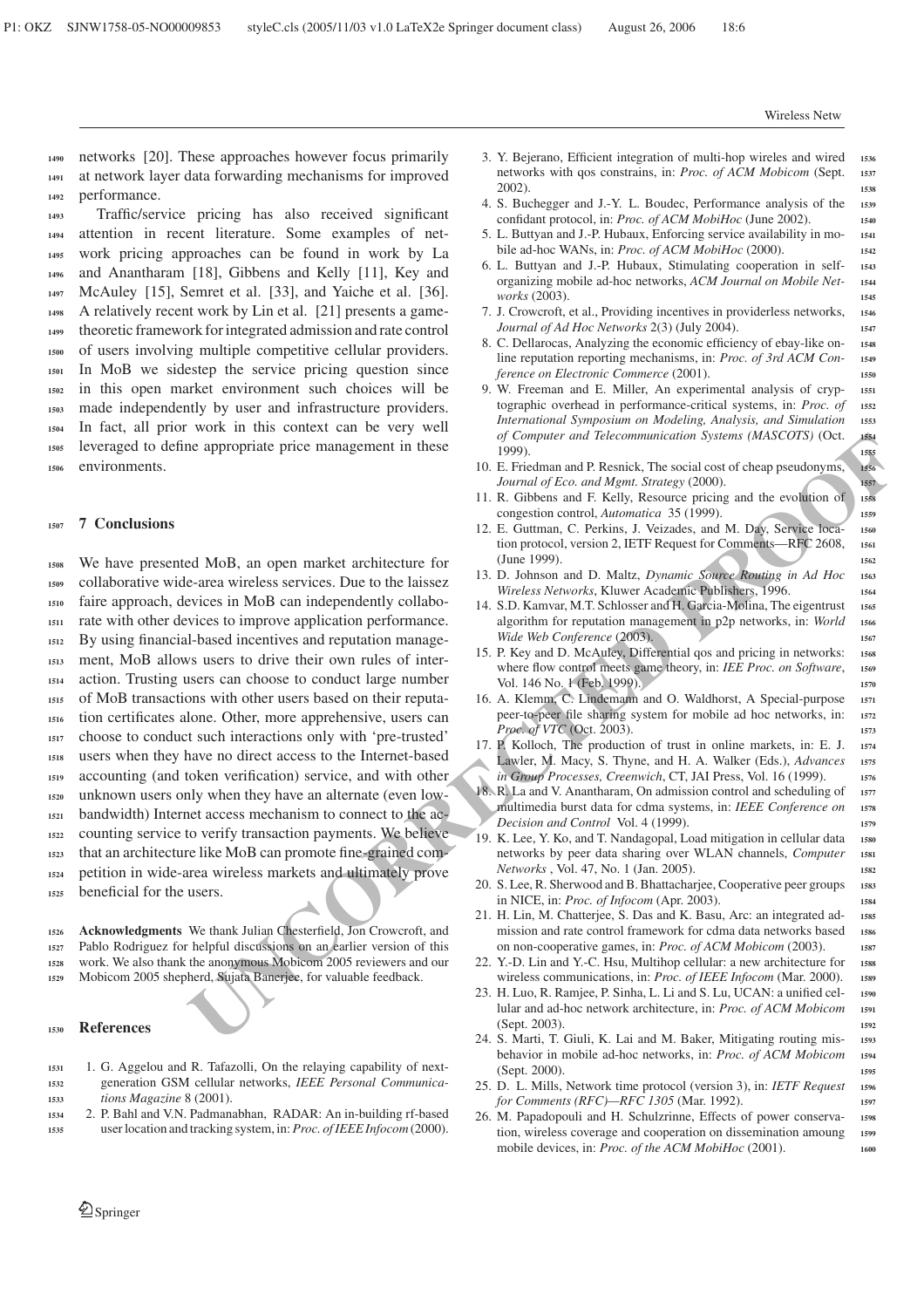networks [20]. These approaches however focus primarily at network layer data forwarding mechanisms for improved performance.

Traffic/service pricing has also received significant attention in recent literature. Some examples of network pricing approaches can be found in work by La and Anantharam [18], Gibbens and Kelly [11], Key and McAuley [15], Semret et al. [33], and Yaiche et al. [36]. A relatively recent work by Lin et al. [21] presents a game-theoretic framework for integrated admission and rate control of users involving multiple competitive cellular providers. In MoB we sidestep the service pricing question since in this open market environment such choices will be made independently by user and infrastructure providers. In fact, all prior work in this context can be very well leveraged to define appropriate price management in these environments.

## 7 Conclusions

We have presented MoB, an open market architecture for collaborative wide-area wireless services. Due to the laissez faire approach, devices in MoB can independently collaborate with other devices to improve application performance. By using financial-based incentives and reputation management, MoB allows users to drive their own rules of interaction. Trusting users can choose to conduct large number of MoB transactions with other users based on their reputation certificates alone. Other, more apprehensive, users can choose to conduct such interactions only with 'pre-trusted' users when they have no direct access to the Internet-based accounting (and token verification) service, and with other unknown users only when they have an alternate (even low-bandwidth) Internet access mechanism to connect to the accounting service to verify transaction payments. We believe that an architecture like MoB can promote fine-grained competition in wide-area wireless markets and ultimately prove beneficial for the users.

**Acknowledgments** We thank Julian Chesterfield, Jon Crowcroft, and Pablo Rodriguez for helpful discussions on an earlier version of this work. We also thank the anonymous Mobicom 2005 reviewers and our Mobicom 2005 shepherd, Sujata Banerjee, for valuable feedback.

## References

1. G. Aggelou and R. Tafazolli, On the relaying capability of next-generation GSM cellular networks, *IEEE Personal Communications Magazine* 8 (2001).
2. P. Bahl and V.N. Padmanabhan, RADAR: An in-building rf-based user location and tracking system, in: *Proc. of IEEE Infocom* (2000).
3. Y. Bejerano, Efficient integration of multi-hop wireles and wired networks with qos constrains, in: *Proc. of ACM Mobicom* (Sept. 2002).
4. S. Buchegger and J.-Y. L. Boudec, Performance analysis of the confidant protocol, in: *Proc. of ACM MobiHoc* (June 2002).
5. L. Buttyan and J.-P. Hubaux, Enforcing service availability in mobile ad-hoc WANs, in: *Proc. of ACM MobiHoc* (2000).
6. L. Buttyan and J.-P. Hubaux, Stimulating cooperation in self-organizing mobile ad-hoc networks, *ACM Journal on Mobile Networks* (2003).
7. J. Crowcroft, et al., Providing incentives in providerless networks, *Journal of Ad Hoc Networks* 2(3) (July 2004).
8. C. Dellarocas, Analyzing the economic efficiency of ebay-like online reputation reporting mechanisms, in: *Proc. of 3rd ACM Conference on Electronic Commerce* (2001).
9. W. Freeman and E. Miller, An experimental analysis of cryptographic overhead in performance-critical systems, in: *Proc. of International Symposium on Modeling, Analysis, and Simulation of Computer and Telecommunication Systems (MASCOTS)* (Oct. 1999).
10. E. Friedman and P. Resnick, The social cost of cheap pseudonyms, *Journal of Eco. and Mgmt. Strategy* (2000).
11. R. Gibbens and F. Kelly, Resource pricing and the evolution of congestion control, *Automatica* 35 (1999).
12. E. Guttman, C. Perkins, J. Veizades, and M. Day, Service location protocol, version 2, IETF Request for Comments—RFC 2608, (June 1999).
13. D. Johnson and D. Maltz, *Dynamic Source Routing in Ad Hoc Wireless Networks*, Kluwer Academic Publishers, 1996.
14. S.D. Kamvar, M.T. Schlosser and H. Garcia-Molina, The eigentrust algorithm for reputation management in p2p networks, in: *World Wide Web Conference* (2003).
15. P. Key and D. McAuley, Differential qos and pricing in networks: where flow control meets game theory, in: *IEE Proc. on Software*, Vol. 146 No. 1 (Feb. 1999).
16. A. Klemm, C. Lindemann and O. Waldhorst, A Special-purpose peer-to-peer file sharing system for mobile ad hoc networks, in: *Proc. of VTC* (Oct. 2003).
17. P. Kolloch, The production of trust in online markets, in: E. J. Lawler, M. Macy, S. Thyne, and H. A. Walker (Eds.), *Advances in Group Processes, Creenwich*, CT, JAI Press, Vol. 16 (1999).
18. R. La and V. Anantharam, On admission control and scheduling of multimedia burst data for cdma systems, in: *IEEE Conference on Decision and Control* Vol. 4 (1999).
19. K. Lee, Y. Ko, and T. Nandagopal, Load mitigation in cellular data networks by peer data sharing over WLAN channels, *Computer Networks* , Vol. 47, No. 1 (Jan. 2005).
20. S. Lee, R. Sherwood and B. Bhattacharjee, Cooperative peer groups in NICE, in: *Proc. of Infocom* (Apr. 2003).
21. H. Lin, M. Chatterjee, S. Das and K. Basu, Arc: an integrated admission and rate control framework for cdma data networks based on non-cooperative games, in: *Proc. of ACM Mobicom* (2003).
22. Y.-D. Lin and Y.-C. Hsu, Multihop cellular: a new architecture for wireless communications, in: *Proc. of IEEE Infocom* (Mar. 2000).
23. H. Luo, R. Ramjee, P. Sinha, L. Li and S. Lu, UCAN: a unified cellular and ad-hoc network architecture, in: *Proc. of ACM Mobicom* (Sept. 2003).
24. S. Marti, T. Giuli, K. Lai and M. Baker, Mitigating routing misbehavior in mobile ad-hoc networks, in: *Proc. of ACM Mobicom* (Sept. 2000).
25. D. L. Mills, Network time protocol (version 3), in: *IETF Request for Comments (RFC)—RFC 1305* (Mar. 1992).
26. M. Papadopouli and H. Schulzrinne, Effects of power conservation, wireless coverage and cooperation on dissemination amoung mobile devices, in: *Proc. of the ACM MobiHoc* (2001).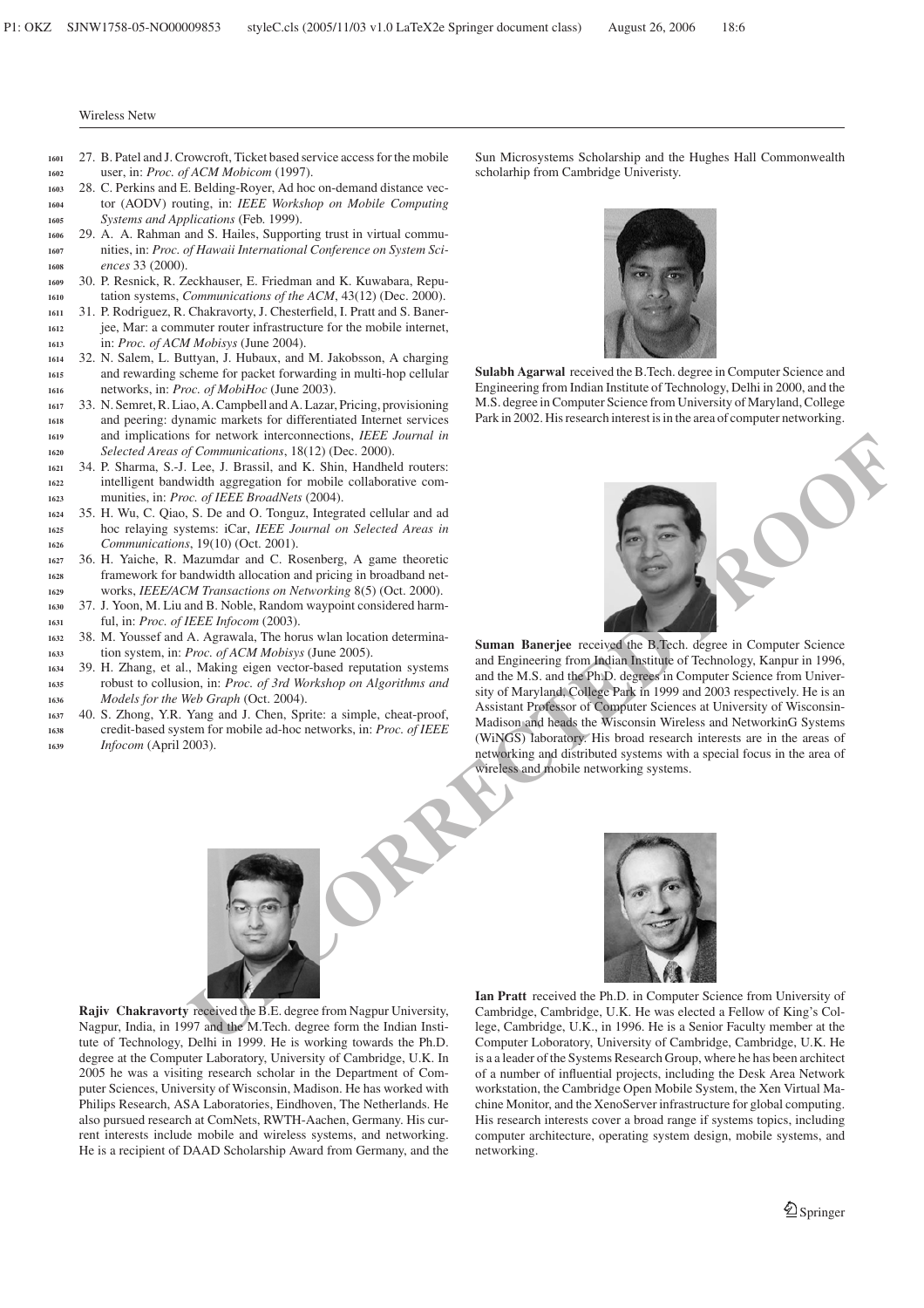27. B. Patel and J. Crowcroft, Ticket based service access for the mobile user, in: *Proc. of ACM Mobicom* (1997).
28. C. Perkins and E. Belding-Royer, Ad hoc on-demand distance vector (AODV) routing, in: *IEEE Workshop on Mobile Computing Systems and Applications* (Feb. 1999).
29. A. A. Rahman and S. Hailes, Supporting trust in virtual communities, in: *Proc. of Hawaii International Conference on System Sciences* 33 (2000).
30. P. Resnick, R. Zeckhauser, E. Friedman and K. Kuwabara, Reputation systems, *Communications of the ACM*, 43(12) (Dec. 2000).
31. P. Rodriguez, R. Chakravorty, J. Chesterfield, I. Pratt and S. Banerjee, Mar: a commuter router infrastructure for the mobile internet, in: *Proc. of ACM Mobisys* (June 2004).
32. N. Salem, L. Buttyan, J. Hubaux, and M. Jakobsson, A charging and rewarding scheme for packet forwarding in multi-hop cellular networks, in: *Proc. of MobiHoc* (June 2003).
33. N. Semret, R. Liao, A. Campbell and A. Lazar, Pricing, provisioning and peering: dynamic markets for differentiated Internet services and implications for network interconnections, *IEEE Journal in Selected Areas of Communications*, 18(12) (Dec. 2000).
34. P. Sharma, S.-J. Lee, J. Brassil, and K. Shin, Handheld routers: intelligent bandwidth aggregation for mobile collaborative communities, in: *Proc. of IEEE BroadNets* (2004).
35. H. Wu, C. Qiao, S. De and O. Tonguz, Integrated cellular and ad hoc relaying systems: iCar, *IEEE Journal on Selected Areas in Communications*, 19(10) (Oct. 2001).
36. H. Yaiche, R. Mazumdar and C. Rosenberg, A game theoretic framework for bandwidth allocation and pricing in broadband networks, *IEEE/ACM Transactions on Networking* 8(5) (Oct. 2000).
37. J. Yoon, M. Liu and B. Noble, Random waypoint considered harmful, in: *Proc. of IEEE Infocom* (2003).
38. M. Youssef and A. Agrawala, The horus wlan location determination system, in: *Proc. of ACM Mobisys* (June 2005).
39. H. Zhang, et al., Making eigen vector-based reputation systems robust to collusion, in: *Proc. of 3rd Workshop on Algorithms and Models for the Web Graph* (Oct. 2004).
40. S. Zhong, Y.R. Yang and J. Chen, Sprite: a simple, cheat-proof, credit-based system for mobile ad-hoc networks, in: *Proc. of IEEE Infocom* (April 2003).

**Rajiv Chakravorty** received the B.E. degree from Nagpur University, Nagpur, India, in 1997 and the M.Tech. degree form the Indian Institute of Technology, Delhi in 1999. He is working towards the Ph.D. degree at the Computer Laboratory, University of Cambridge, U.K. In 2005 he was a visiting research scholar in the Department of Computer Sciences, University of Wisconsin, Madison. He has worked with Philips Research, ASA Laboratories, Eindhoven, The Netherlands. He also pursued research at ComNets, RWTH-Aachen, Germany. His current interests include mobile and wireless systems, and networking. He is a recipient of DAAD Scholarship Award from Germany, and the Sun Microsystems Scholarship and the Hughes Hall Commonwealth scholarhip from Cambridge Univeristy.

**Sulabh Agarwal** received the B.Tech. degree in Computer Science and Engineering from Indian Institute of Technology, Delhi in 2000, and the M.S. degree in Computer Science from University of Maryland, College Park in 2002. His research interest is in the area of computer networking.

**Suman Banerjee** received the B.Tech. degree in Computer Science and Engineering from Indian Institute of Technology, Kanpur in 1996, and the M.S. and the Ph.D. degrees in Computer Science from University of Maryland, College Park in 1999 and 2003 respectively. He is an Assistant Professor of Computer Sciences at University of Wisconsin-Madison and heads the Wisconsin Wireless and NetworkinG Systems (WiNGS) laboratory. His broad research interests are in the areas of networking and distributed systems with a special focus in the area of wireless and mobile networking systems.

**Ian Pratt** received the Ph.D. in Computer Science from University of Cambridge, Cambridge, U.K. He was elected a Fellow of King's College, Cambridge, U.K., in 1996. He is a Senior Faculty member at the Computer Loboratory, University of Cambridge, Cambridge, U.K. He is a a leader of the Systems Research Group, where he has been architect of a number of influential projects, including the Desk Area Network workstation, the Cambridge Open Mobile System, the Xen Virtual Machine Monitor, and the XenoServer infrastructure for global computing. His research interests cover a broad range if systems topics, including computer architecture, operating system design, mobile systems, and networking.